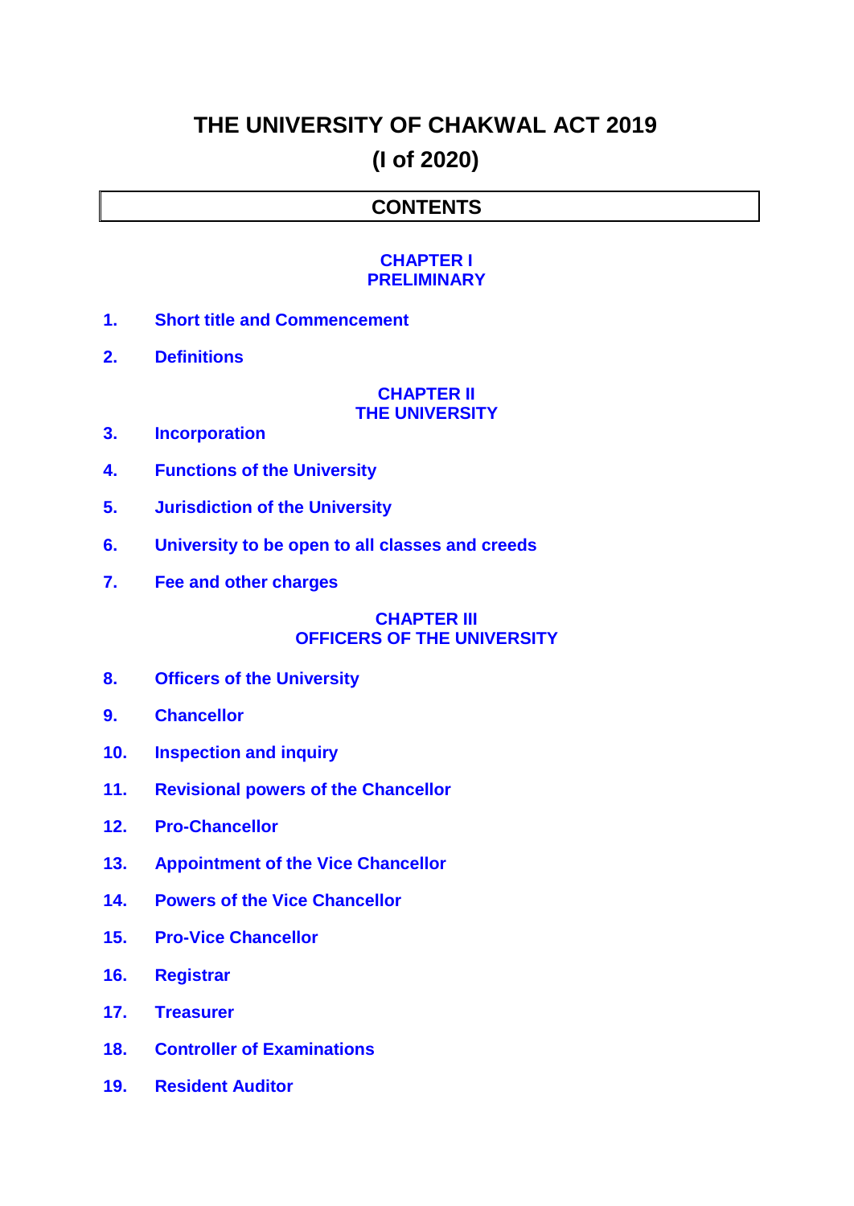# THE UNIVERSITY OF CHAKWAL ACT 2019

# (I of 2020)

## CONTENTS

### CHAPTER I
### PRELIMINARY

1. Short title and Commencement
2. Definitions

### CHAPTER II
### THE UNIVERSITY

3. Incorporation
4. Functions of the University
5. Jurisdiction of the University
6. University to be open to all classes and creeds
7. Fee and other charges

### CHAPTER III
### OFFICERS OF THE UNIVERSITY

8. Officers of the University
9. Chancellor
10. Inspection and inquiry
11. Revisional powers of the Chancellor
12. Pro-Chancellor
13. Appointment of the Vice Chancellor
14. Powers of the Vice Chancellor
15. Pro-Vice Chancellor
16. Registrar
17. Treasurer
18. Controller of Examinations
19. Resident Auditor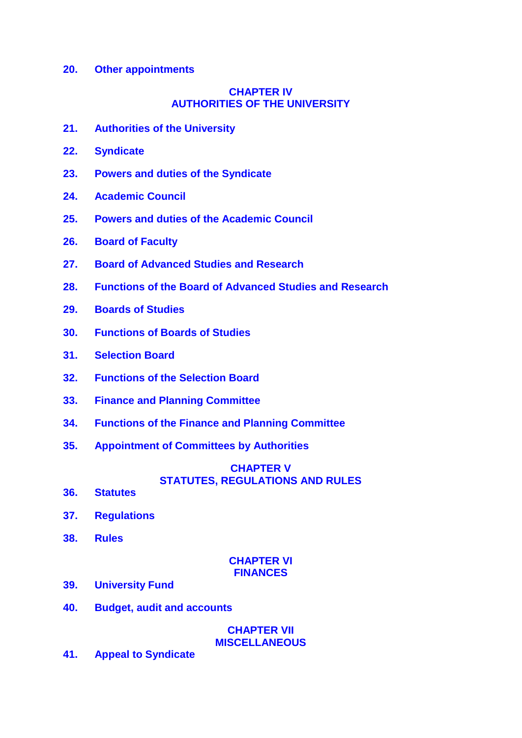**20.** **Other appointments**

## CHAPTER IV
## AUTHORITIES OF THE UNIVERSITY

**21.** **Authorities of the University**

**22.** **Syndicate**

**23.** **Powers and duties of the Syndicate**

**24.** **Academic Council**

**25.** **Powers and duties of the Academic Council**

**26.** **Board of Faculty**

**27.** **Board of Advanced Studies and Research**

**28.** **Functions of the Board of Advanced Studies and Research**

**29.** **Boards of Studies**

**30.** **Functions of Boards of Studies**

**31.** **Selection Board**

**32.** **Functions of the Selection Board**

**33.** **Finance and Planning Committee**

**34.** **Functions of the Finance and Planning Committee**

**35.** **Appointment of Committees by Authorities**

## CHAPTER V
## STATUTES, REGULATIONS AND RULES

**36.** **Statutes**

**37.** **Regulations**

**38.** **Rules**

## CHAPTER VI
## FINANCES

**39.** **University Fund**

**40.** **Budget, audit and accounts**

## CHAPTER VII
## MISCELLANEOUS

**41.** **Appeal to Syndicate**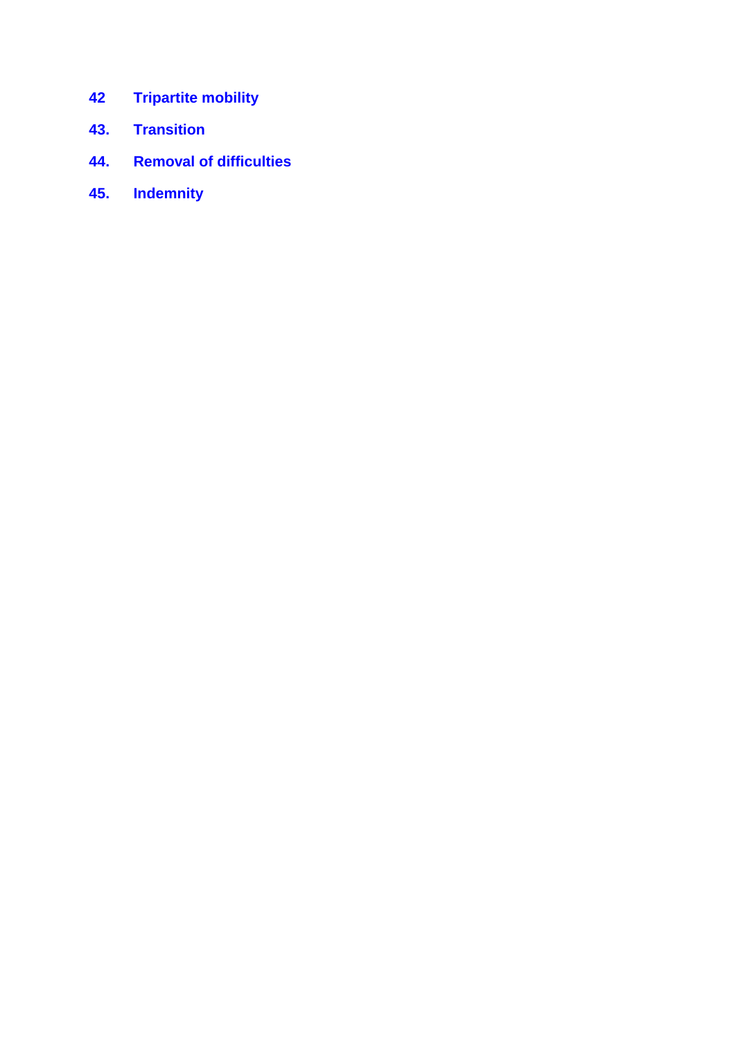**42 Tripartite mobility**

**43. Transition**

**44. Removal of difficulties**

**45. Indemnity**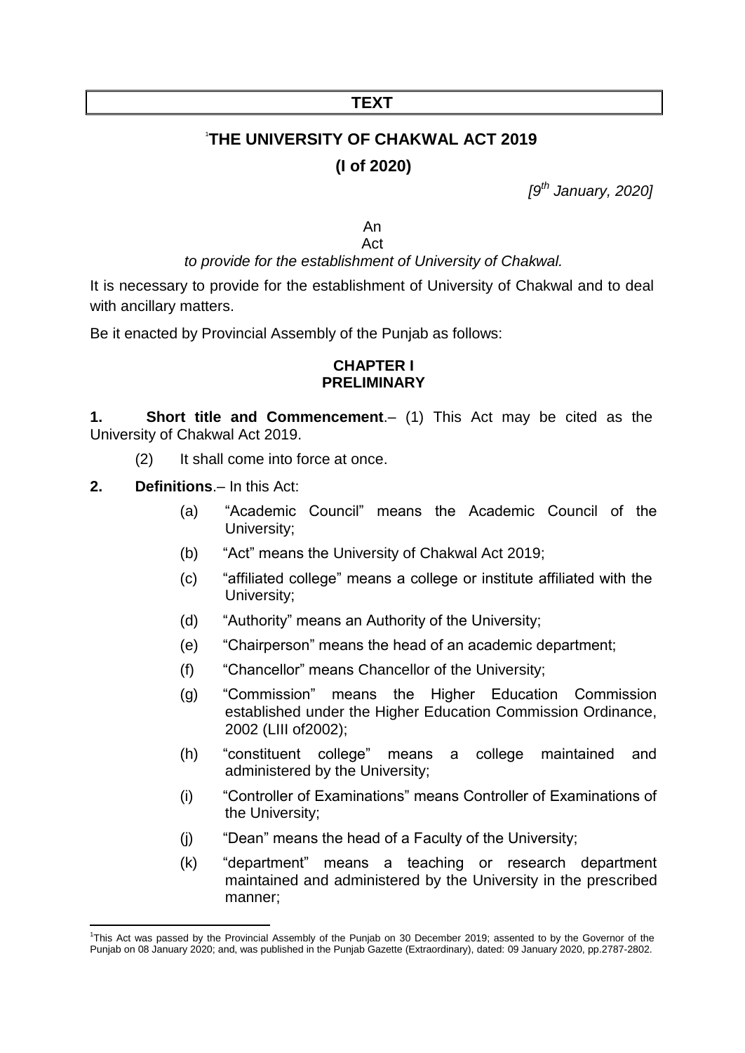**TEXT**

# [1]THE UNIVERSITY OF CHAKWAL ACT 2019

## (I of 2020)

*[9th January, 2020]*

An
Act

*to provide for the establishment of University of Chakwal.*

It is necessary to provide for the establishment of University of Chakwal and to deal with ancillary matters.

Be it enacted by Provincial Assembly of the Punjab as follows:

### CHAPTER I
### PRELIMINARY

**1. Short title and Commencement**.– (1) This Act may be cited as the University of Chakwal Act 2019.

(2) It shall come into force at once.

**2. Definitions**.– In this Act:

(a) "Academic Council" means the Academic Council of the University;

(b) "Act" means the University of Chakwal Act 2019;

(c) "affiliated college" means a college or institute affiliated with the University;

(d) "Authority" means an Authority of the University;

(e) "Chairperson" means the head of an academic department;

(f) "Chancellor" means Chancellor of the University;

(g) "Commission" means the Higher Education Commission established under the Higher Education Commission Ordinance, 2002 (LIII of2002);

(h) "constituent college" means a college maintained and administered by the University;

(i) "Controller of Examinations" means Controller of Examinations of the University;

(j) "Dean" means the head of a Faculty of the University;

(k) "department" means a teaching or research department maintained and administered by the University in the prescribed manner;

---

[1]This Act was passed by the Provincial Assembly of the Punjab on 30 December 2019; assented to by the Governor of the Punjab on 08 January 2020; and, was published in the Punjab Gazette (Extraordinary), dated: 09 January 2020, pp.2787-2802.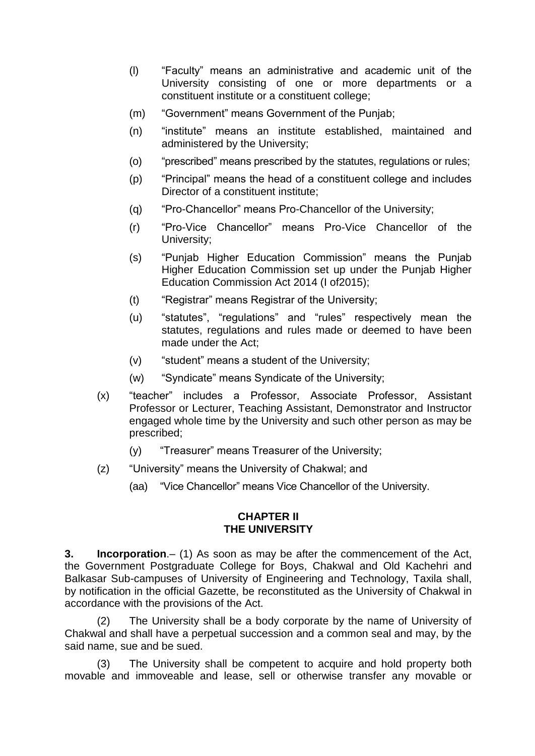(l) "Faculty" means an administrative and academic unit of the University consisting of one or more departments or a constituent institute or a constituent college;

(m) "Government" means Government of the Punjab;

(n) "institute" means an institute established, maintained and administered by the University;

(o) "prescribed" means prescribed by the statutes, regulations or rules;

(p) "Principal" means the head of a constituent college and includes Director of a constituent institute;

(q) "Pro-Chancellor" means Pro-Chancellor of the University;

(r) "Pro-Vice Chancellor" means Pro-Vice Chancellor of the University;

(s) "Punjab Higher Education Commission" means the Punjab Higher Education Commission set up under the Punjab Higher Education Commission Act 2014 (I of2015);

(t) "Registrar" means Registrar of the University;

(u) "statutes", "regulations" and "rules" respectively mean the statutes, regulations and rules made or deemed to have been made under the Act;

(v) "student" means a student of the University;

(w) "Syndicate" means Syndicate of the University;

(x) "teacher" includes a Professor, Associate Professor, Assistant Professor or Lecturer, Teaching Assistant, Demonstrator and Instructor engaged whole time by the University and such other person as may be prescribed;

(y) "Treasurer" means Treasurer of the University;

(z) "University" means the University of Chakwal; and

(aa) "Vice Chancellor" means Vice Chancellor of the University.

## CHAPTER II
## THE UNIVERSITY

**3. Incorporation**.– (1) As soon as may be after the commencement of the Act, the Government Postgraduate College for Boys, Chakwal and Old Kachehri and Balkasar Sub-campuses of University of Engineering and Technology, Taxila shall, by notification in the official Gazette, be reconstituted as the University of Chakwal in accordance with the provisions of the Act.

(2) The University shall be a body corporate by the name of University of Chakwal and shall have a perpetual succession and a common seal and may, by the said name, sue and be sued.

(3) The University shall be competent to acquire and hold property both movable and immoveable and lease, sell or otherwise transfer any movable or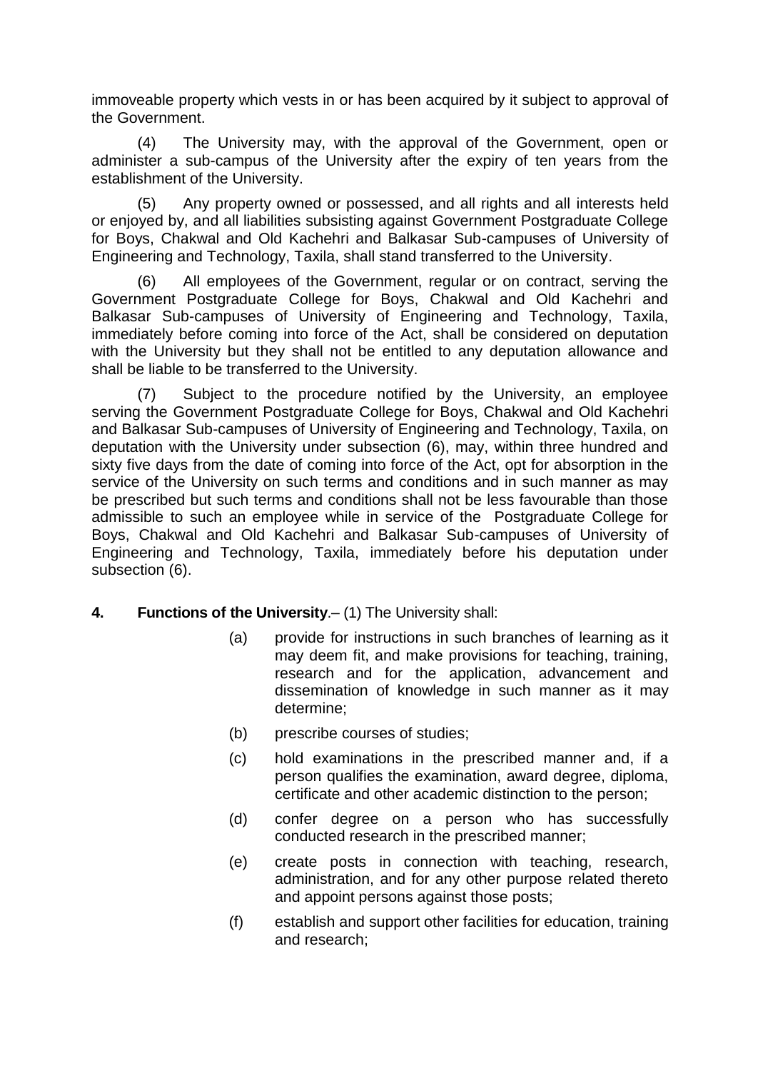immoveable property which vests in or has been acquired by it subject to approval of the Government.

(4) The University may, with the approval of the Government, open or administer a sub-campus of the University after the expiry of ten years from the establishment of the University.

(5) Any property owned or possessed, and all rights and all interests held or enjoyed by, and all liabilities subsisting against Government Postgraduate College for Boys, Chakwal and Old Kachehri and Balkasar Sub-campuses of University of Engineering and Technology, Taxila, shall stand transferred to the University.

(6) All employees of the Government, regular or on contract, serving the Government Postgraduate College for Boys, Chakwal and Old Kachehri and Balkasar Sub-campuses of University of Engineering and Technology, Taxila, immediately before coming into force of the Act, shall be considered on deputation with the University but they shall not be entitled to any deputation allowance and shall be liable to be transferred to the University.

(7) Subject to the procedure notified by the University, an employee serving the Government Postgraduate College for Boys, Chakwal and Old Kachehri and Balkasar Sub-campuses of University of Engineering and Technology, Taxila, on deputation with the University under subsection (6), may, within three hundred and sixty five days from the date of coming into force of the Act, opt for absorption in the service of the University on such terms and conditions and in such manner as may be prescribed but such terms and conditions shall not be less favourable than those admissible to such an employee while in service of the Postgraduate College for Boys, Chakwal and Old Kachehri and Balkasar Sub-campuses of University of Engineering and Technology, Taxila, immediately before his deputation under subsection (6).

**4. Functions of the University**.– (1) The University shall:

(a) provide for instructions in such branches of learning as it may deem fit, and make provisions for teaching, training, research and for the application, advancement and dissemination of knowledge in such manner as it may determine;

(b) prescribe courses of studies;

(c) hold examinations in the prescribed manner and, if a person qualifies the examination, award degree, diploma, certificate and other academic distinction to the person;

(d) confer degree on a person who has successfully conducted research in the prescribed manner;

(e) create posts in connection with teaching, research, administration, and for any other purpose related thereto and appoint persons against those posts;

(f) establish and support other facilities for education, training and research;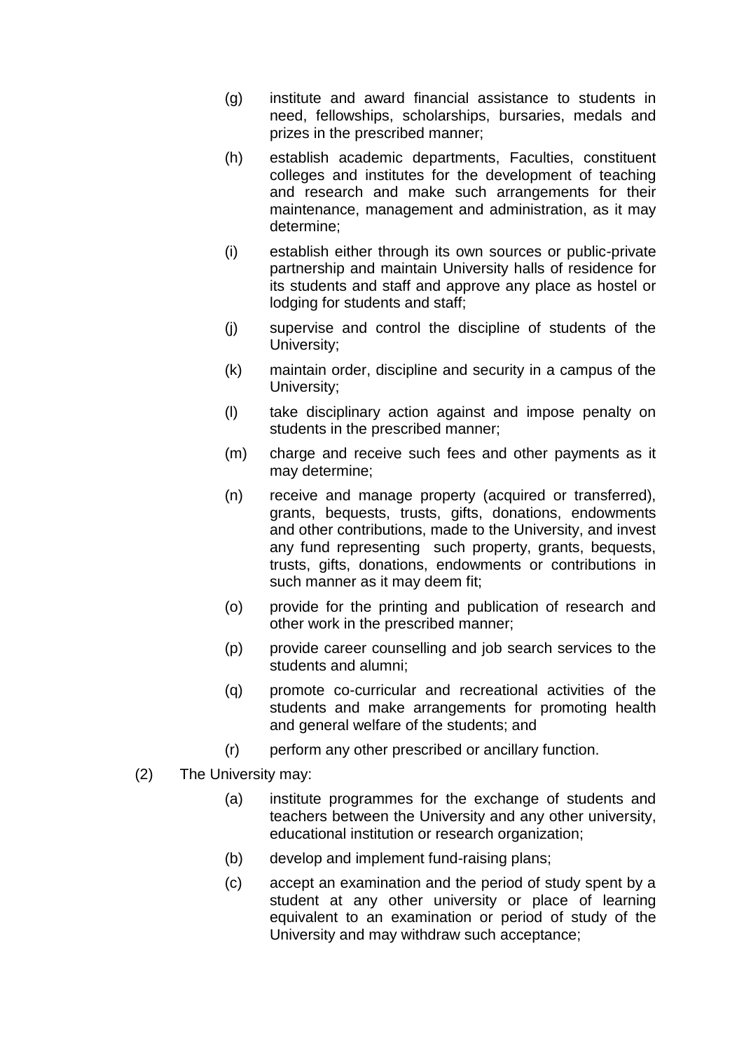(g) institute and award financial assistance to students in need, fellowships, scholarships, bursaries, medals and prizes in the prescribed manner;

(h) establish academic departments, Faculties, constituent colleges and institutes for the development of teaching and research and make such arrangements for their maintenance, management and administration, as it may determine;

(i) establish either through its own sources or public-private partnership and maintain University halls of residence for its students and staff and approve any place as hostel or lodging for students and staff;

(j) supervise and control the discipline of students of the University;

(k) maintain order, discipline and security in a campus of the University;

(l) take disciplinary action against and impose penalty on students in the prescribed manner;

(m) charge and receive such fees and other payments as it may determine;

(n) receive and manage property (acquired or transferred), grants, bequests, trusts, gifts, donations, endowments and other contributions, made to the University, and invest any fund representing such property, grants, bequests, trusts, gifts, donations, endowments or contributions in such manner as it may deem fit;

(o) provide for the printing and publication of research and other work in the prescribed manner;

(p) provide career counselling and job search services to the students and alumni;

(q) promote co-curricular and recreational activities of the students and make arrangements for promoting health and general welfare of the students; and

(r) perform any other prescribed or ancillary function.

(2) The University may:

(a) institute programmes for the exchange of students and teachers between the University and any other university, educational institution or research organization;

(b) develop and implement fund-raising plans;

(c) accept an examination and the period of study spent by a student at any other university or place of learning equivalent to an examination or period of study of the University and may withdraw such acceptance;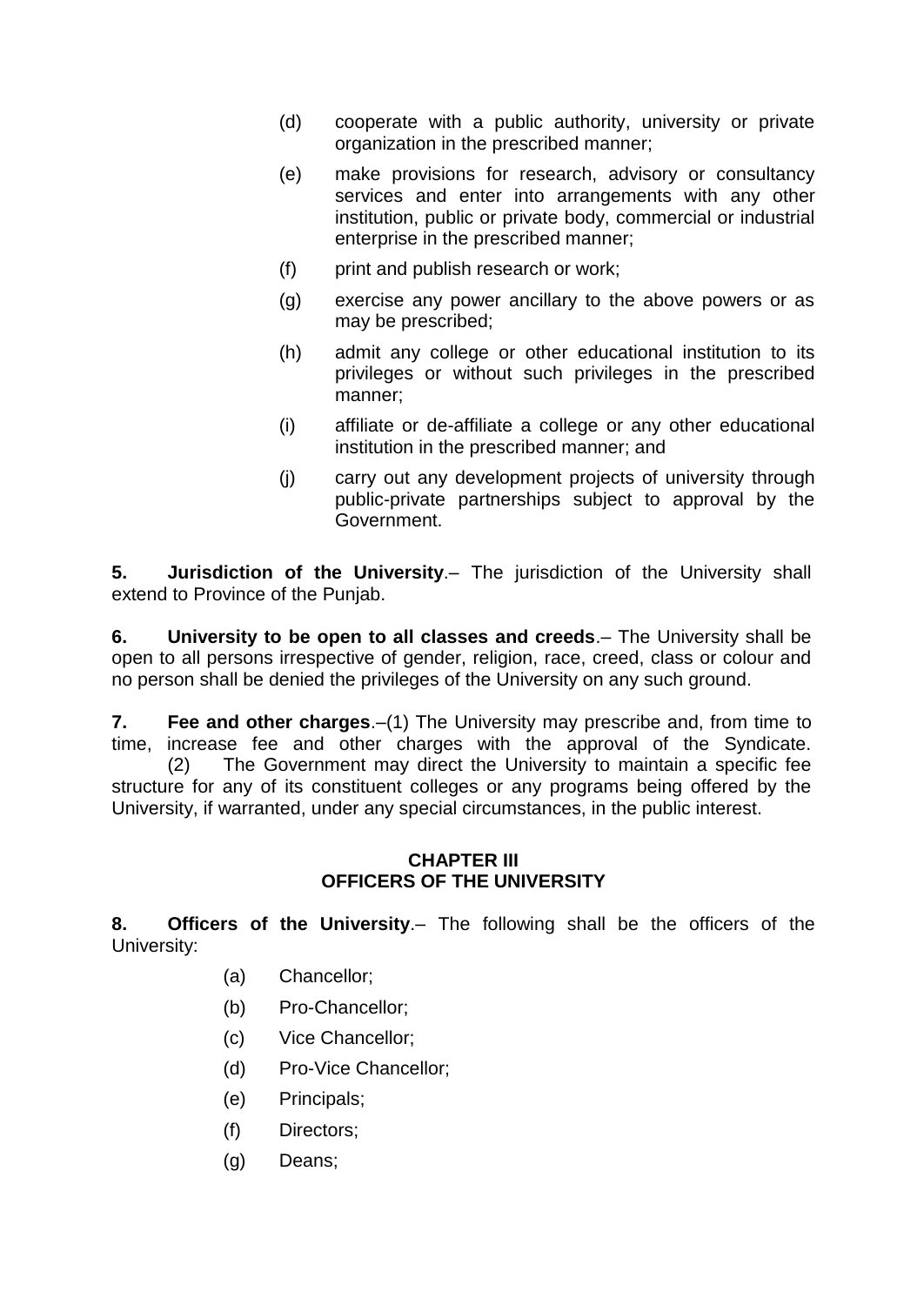(d) cooperate with a public authority, university or private organization in the prescribed manner;

(e) make provisions for research, advisory or consultancy services and enter into arrangements with any other institution, public or private body, commercial or industrial enterprise in the prescribed manner;

(f) print and publish research or work;

(g) exercise any power ancillary to the above powers or as may be prescribed;

(h) admit any college or other educational institution to its privileges or without such privileges in the prescribed manner;

(i) affiliate or de-affiliate a college or any other educational institution in the prescribed manner; and

(j) carry out any development projects of university through public-private partnerships subject to approval by the Government.

**5. Jurisdiction of the University**.– The jurisdiction of the University shall extend to Province of the Punjab.

**6. University to be open to all classes and creeds**.– The University shall be open to all persons irrespective of gender, religion, race, creed, class or colour and no person shall be denied the privileges of the University on any such ground.

**7. Fee and other charges**.–(1) The University may prescribe and, from time to time, increase fee and other charges with the approval of the Syndicate.

(2) The Government may direct the University to maintain a specific fee structure for any of its constituent colleges or any programs being offered by the University, if warranted, under any special circumstances, in the public interest.

## CHAPTER III
## OFFICERS OF THE UNIVERSITY

**8. Officers of the University**.– The following shall be the officers of the University:

(a) Chancellor;

(b) Pro-Chancellor;

(c) Vice Chancellor;

(d) Pro-Vice Chancellor;

(e) Principals;

(f) Directors;

(g) Deans;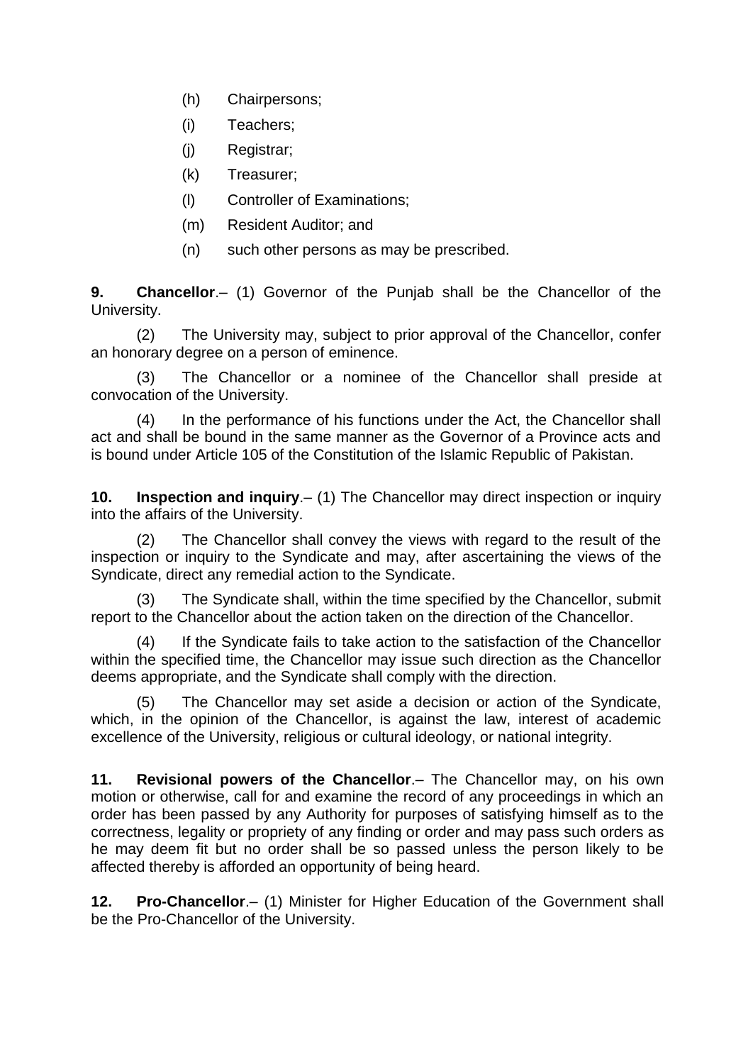(h) Chairpersons;

(i) Teachers;

(j) Registrar;

(k) Treasurer;

(l) Controller of Examinations;

(m) Resident Auditor; and

(n) such other persons as may be prescribed.

**9. Chancellor**.– (1) Governor of the Punjab shall be the Chancellor of the University.

(2) The University may, subject to prior approval of the Chancellor, confer an honorary degree on a person of eminence.

(3) The Chancellor or a nominee of the Chancellor shall preside at convocation of the University.

(4) In the performance of his functions under the Act, the Chancellor shall act and shall be bound in the same manner as the Governor of a Province acts and is bound under Article 105 of the Constitution of the Islamic Republic of Pakistan.

**10. Inspection and inquiry**.– (1) The Chancellor may direct inspection or inquiry into the affairs of the University.

(2) The Chancellor shall convey the views with regard to the result of the inspection or inquiry to the Syndicate and may, after ascertaining the views of the Syndicate, direct any remedial action to the Syndicate.

(3) The Syndicate shall, within the time specified by the Chancellor, submit report to the Chancellor about the action taken on the direction of the Chancellor.

(4) If the Syndicate fails to take action to the satisfaction of the Chancellor within the specified time, the Chancellor may issue such direction as the Chancellor deems appropriate, and the Syndicate shall comply with the direction.

(5) The Chancellor may set aside a decision or action of the Syndicate, which, in the opinion of the Chancellor, is against the law, interest of academic excellence of the University, religious or cultural ideology, or national integrity.

**11. Revisional powers of the Chancellor**.– The Chancellor may, on his own motion or otherwise, call for and examine the record of any proceedings in which an order has been passed by any Authority for purposes of satisfying himself as to the correctness, legality or propriety of any finding or order and may pass such orders as he may deem fit but no order shall be so passed unless the person likely to be affected thereby is afforded an opportunity of being heard.

**12. Pro-Chancellor**.– (1) Minister for Higher Education of the Government shall be the Pro-Chancellor of the University.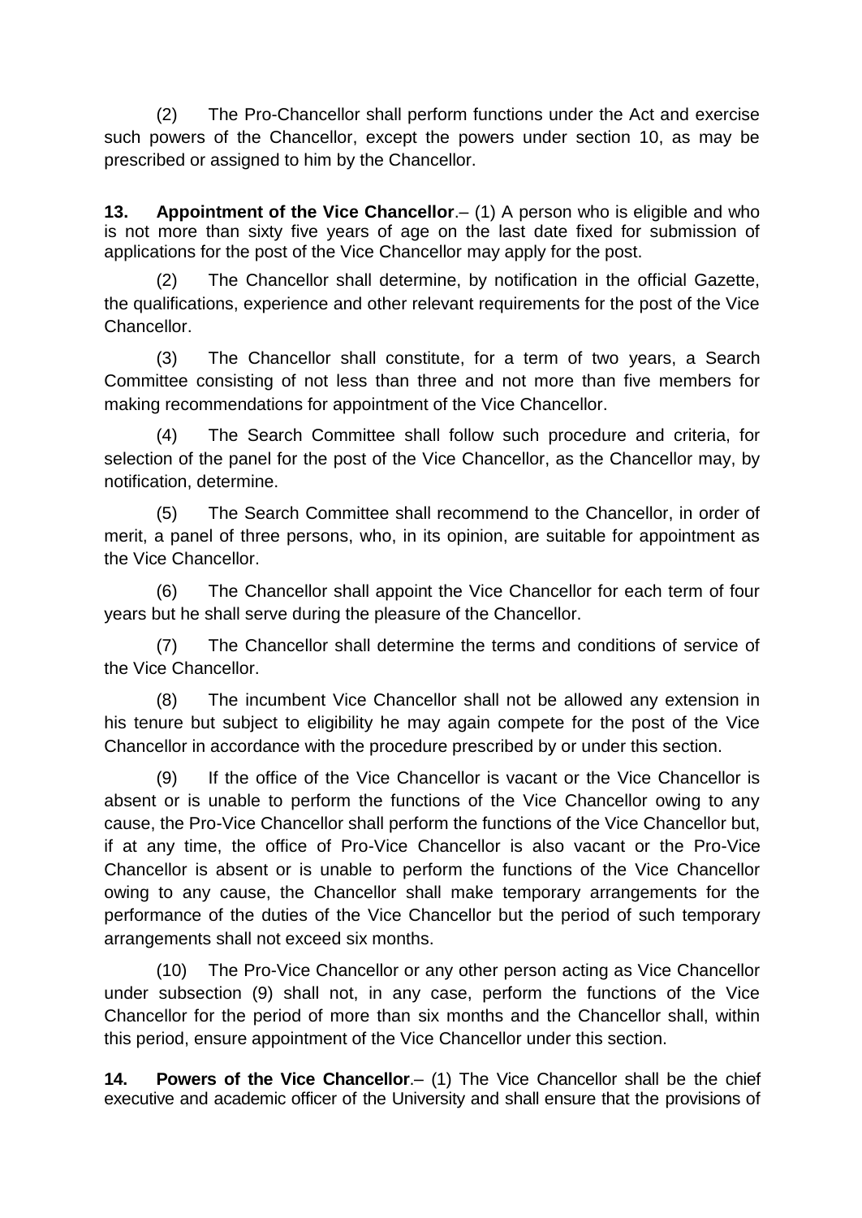(2) The Pro-Chancellor shall perform functions under the Act and exercise such powers of the Chancellor, except the powers under section 10, as may be prescribed or assigned to him by the Chancellor.

**13. Appointment of the Vice Chancellor**.– (1) A person who is eligible and who is not more than sixty five years of age on the last date fixed for submission of applications for the post of the Vice Chancellor may apply for the post.

(2) The Chancellor shall determine, by notification in the official Gazette, the qualifications, experience and other relevant requirements for the post of the Vice Chancellor.

(3) The Chancellor shall constitute, for a term of two years, a Search Committee consisting of not less than three and not more than five members for making recommendations for appointment of the Vice Chancellor.

(4) The Search Committee shall follow such procedure and criteria, for selection of the panel for the post of the Vice Chancellor, as the Chancellor may, by notification, determine.

(5) The Search Committee shall recommend to the Chancellor, in order of merit, a panel of three persons, who, in its opinion, are suitable for appointment as the Vice Chancellor.

(6) The Chancellor shall appoint the Vice Chancellor for each term of four years but he shall serve during the pleasure of the Chancellor.

(7) The Chancellor shall determine the terms and conditions of service of the Vice Chancellor.

(8) The incumbent Vice Chancellor shall not be allowed any extension in his tenure but subject to eligibility he may again compete for the post of the Vice Chancellor in accordance with the procedure prescribed by or under this section.

(9) If the office of the Vice Chancellor is vacant or the Vice Chancellor is absent or is unable to perform the functions of the Vice Chancellor owing to any cause, the Pro-Vice Chancellor shall perform the functions of the Vice Chancellor but, if at any time, the office of Pro-Vice Chancellor is also vacant or the Pro-Vice Chancellor is absent or is unable to perform the functions of the Vice Chancellor owing to any cause, the Chancellor shall make temporary arrangements for the performance of the duties of the Vice Chancellor but the period of such temporary arrangements shall not exceed six months.

(10) The Pro-Vice Chancellor or any other person acting as Vice Chancellor under subsection (9) shall not, in any case, perform the functions of the Vice Chancellor for the period of more than six months and the Chancellor shall, within this period, ensure appointment of the Vice Chancellor under this section.

**14. Powers of the Vice Chancellor**.– (1) The Vice Chancellor shall be the chief executive and academic officer of the University and shall ensure that the provisions of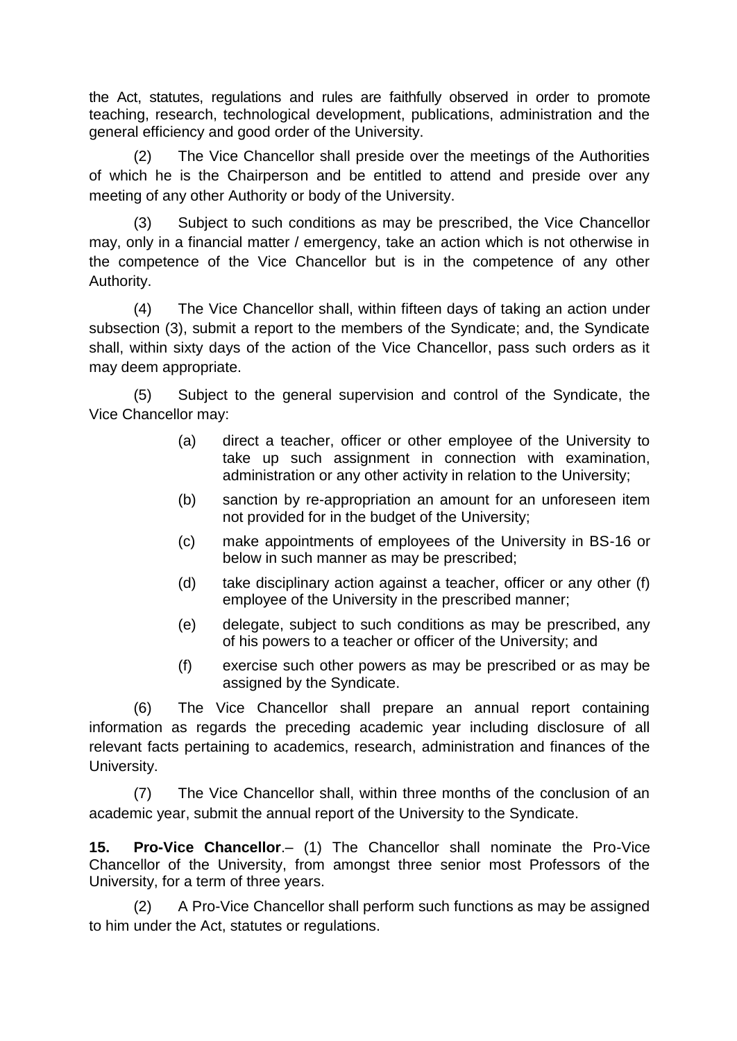the Act, statutes, regulations and rules are faithfully observed in order to promote teaching, research, technological development, publications, administration and the general efficiency and good order of the University.

(2) The Vice Chancellor shall preside over the meetings of the Authorities of which he is the Chairperson and be entitled to attend and preside over any meeting of any other Authority or body of the University.

(3) Subject to such conditions as may be prescribed, the Vice Chancellor may, only in a financial matter / emergency, take an action which is not otherwise in the competence of the Vice Chancellor but is in the competence of any other Authority.

(4) The Vice Chancellor shall, within fifteen days of taking an action under subsection (3), submit a report to the members of the Syndicate; and, the Syndicate shall, within sixty days of the action of the Vice Chancellor, pass such orders as it may deem appropriate.

(5) Subject to the general supervision and control of the Syndicate, the Vice Chancellor may:

(a) direct a teacher, officer or other employee of the University to take up such assignment in connection with examination, administration or any other activity in relation to the University;

(b) sanction by re-appropriation an amount for an unforeseen item not provided for in the budget of the University;

(c) make appointments of employees of the University in BS-16 or below in such manner as may be prescribed;

(d) take disciplinary action against a teacher, officer or any other (f) employee of the University in the prescribed manner;

(e) delegate, subject to such conditions as may be prescribed, any of his powers to a teacher or officer of the University; and

(f) exercise such other powers as may be prescribed or as may be assigned by the Syndicate.

(6) The Vice Chancellor shall prepare an annual report containing information as regards the preceding academic year including disclosure of all relevant facts pertaining to academics, research, administration and finances of the University.

(7) The Vice Chancellor shall, within three months of the conclusion of an academic year, submit the annual report of the University to the Syndicate.

**15. Pro-Vice Chancellor**.– (1) The Chancellor shall nominate the Pro-Vice Chancellor of the University, from amongst three senior most Professors of the University, for a term of three years.

(2) A Pro-Vice Chancellor shall perform such functions as may be assigned to him under the Act, statutes or regulations.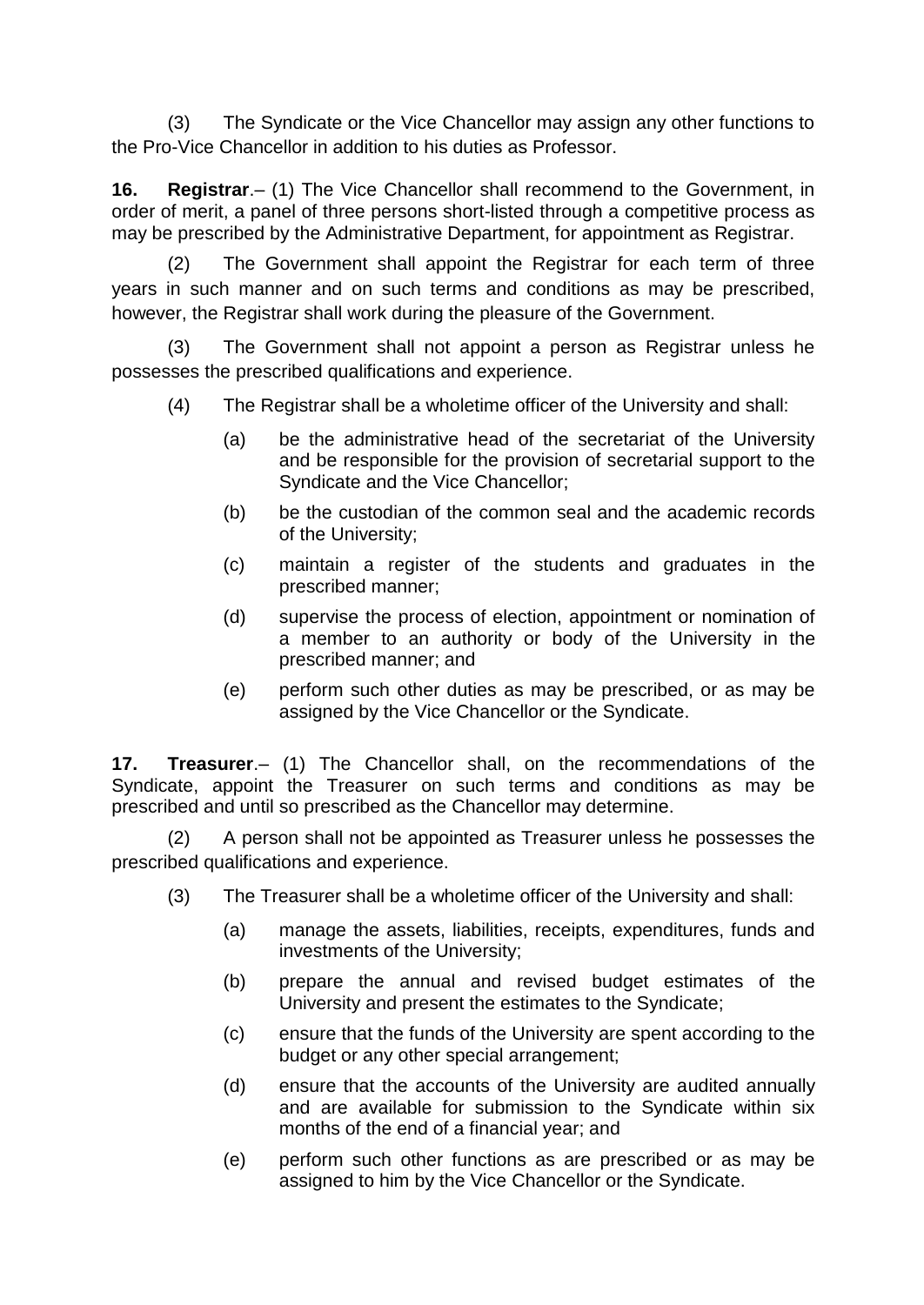(3) The Syndicate or the Vice Chancellor may assign any other functions to the Pro-Vice Chancellor in addition to his duties as Professor.

**16. Registrar**.– (1) The Vice Chancellor shall recommend to the Government, in order of merit, a panel of three persons short-listed through a competitive process as may be prescribed by the Administrative Department, for appointment as Registrar.

(2) The Government shall appoint the Registrar for each term of three years in such manner and on such terms and conditions as may be prescribed, however, the Registrar shall work during the pleasure of the Government.

(3) The Government shall not appoint a person as Registrar unless he possesses the prescribed qualifications and experience.

(4) The Registrar shall be a wholetime officer of the University and shall:

- (a) be the administrative head of the secretariat of the University and be responsible for the provision of secretarial support to the Syndicate and the Vice Chancellor;
- (b) be the custodian of the common seal and the academic records of the University;
- (c) maintain a register of the students and graduates in the prescribed manner;
- (d) supervise the process of election, appointment or nomination of a member to an authority or body of the University in the prescribed manner; and
- (e) perform such other duties as may be prescribed, or as may be assigned by the Vice Chancellor or the Syndicate.

**17. Treasurer**.– (1) The Chancellor shall, on the recommendations of the Syndicate, appoint the Treasurer on such terms and conditions as may be prescribed and until so prescribed as the Chancellor may determine.

(2) A person shall not be appointed as Treasurer unless he possesses the prescribed qualifications and experience.

(3) The Treasurer shall be a wholetime officer of the University and shall:

- (a) manage the assets, liabilities, receipts, expenditures, funds and investments of the University;
- (b) prepare the annual and revised budget estimates of the University and present the estimates to the Syndicate;
- (c) ensure that the funds of the University are spent according to the budget or any other special arrangement;
- (d) ensure that the accounts of the University are audited annually and are available for submission to the Syndicate within six months of the end of a financial year; and
- (e) perform such other functions as are prescribed or as may be assigned to him by the Vice Chancellor or the Syndicate.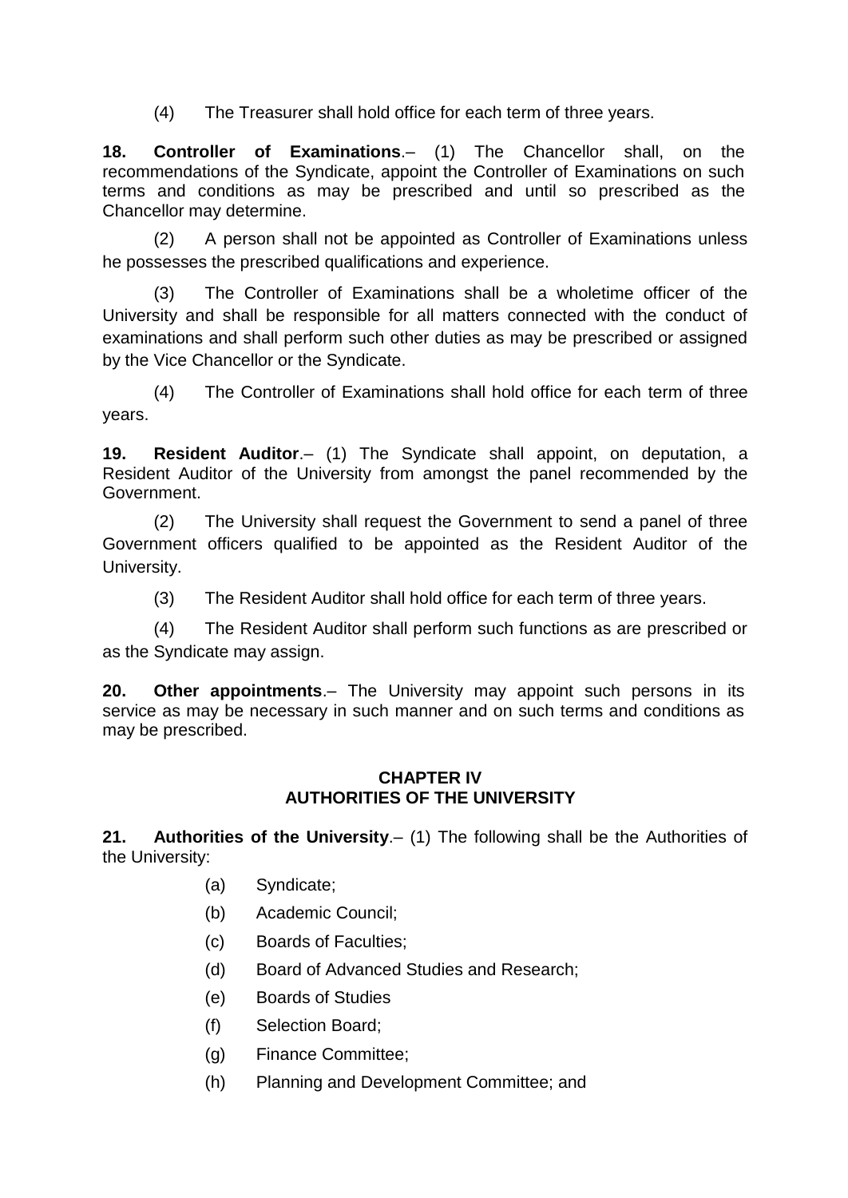(4) The Treasurer shall hold office for each term of three years.

**18. Controller of Examinations**.– (1) The Chancellor shall, on the recommendations of the Syndicate, appoint the Controller of Examinations on such terms and conditions as may be prescribed and until so prescribed as the Chancellor may determine.

(2) A person shall not be appointed as Controller of Examinations unless he possesses the prescribed qualifications and experience.

(3) The Controller of Examinations shall be a wholetime officer of the University and shall be responsible for all matters connected with the conduct of examinations and shall perform such other duties as may be prescribed or assigned by the Vice Chancellor or the Syndicate.

(4) The Controller of Examinations shall hold office for each term of three years.

**19. Resident Auditor**.– (1) The Syndicate shall appoint, on deputation, a Resident Auditor of the University from amongst the panel recommended by the Government.

(2) The University shall request the Government to send a panel of three Government officers qualified to be appointed as the Resident Auditor of the University.

(3) The Resident Auditor shall hold office for each term of three years.

(4) The Resident Auditor shall perform such functions as are prescribed or as the Syndicate may assign.

**20. Other appointments**.– The University may appoint such persons in its service as may be necessary in such manner and on such terms and conditions as may be prescribed.

## CHAPTER IV
## AUTHORITIES OF THE UNIVERSITY

**21. Authorities of the University**.– (1) The following shall be the Authorities of the University:

(a) Syndicate;

(b) Academic Council;

(c) Boards of Faculties;

(d) Board of Advanced Studies and Research;

(e) Boards of Studies

(f) Selection Board;

(g) Finance Committee;

(h) Planning and Development Committee; and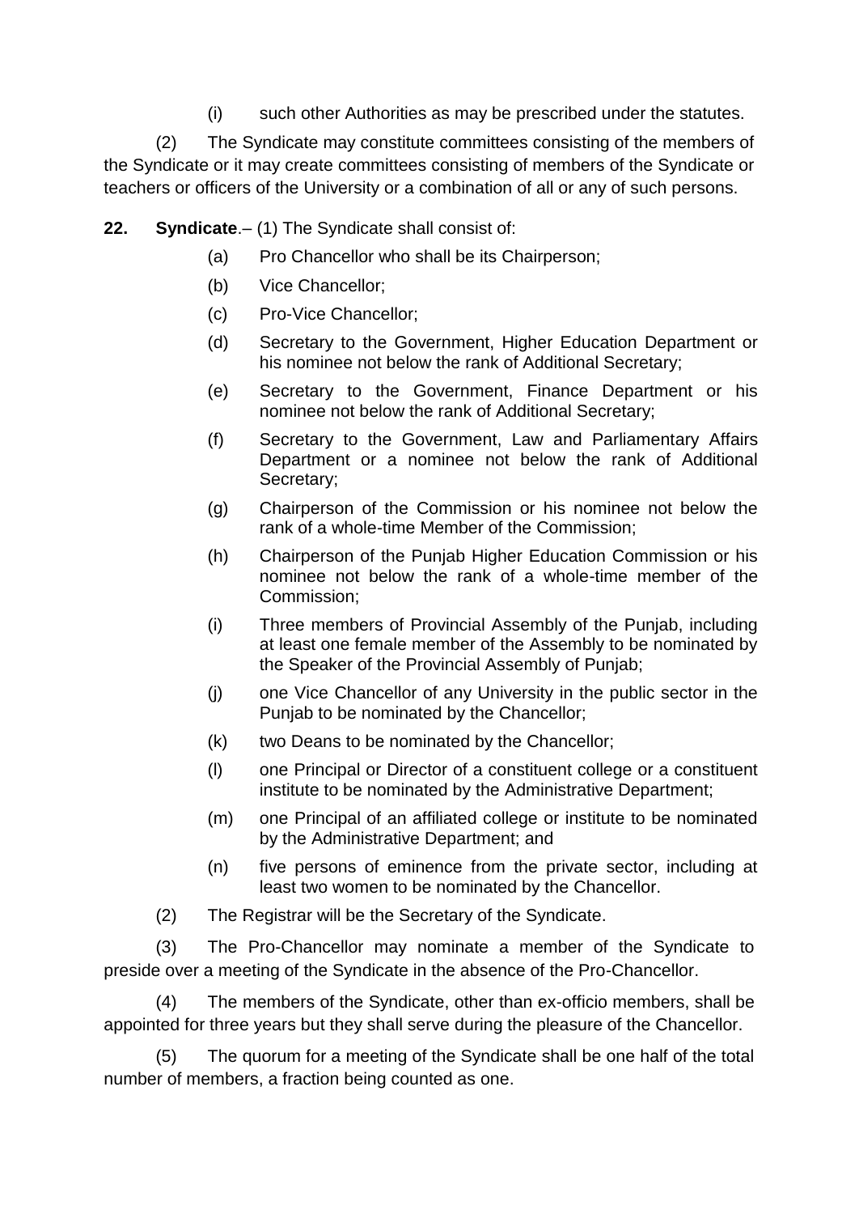(i) such other Authorities as may be prescribed under the statutes.

(2) The Syndicate may constitute committees consisting of the members of the Syndicate or it may create committees consisting of members of the Syndicate or teachers or officers of the University or a combination of all or any of such persons.

**22. Syndicate**.– (1) The Syndicate shall consist of:

(a) Pro Chancellor who shall be its Chairperson;

(b) Vice Chancellor;

(c) Pro-Vice Chancellor;

(d) Secretary to the Government, Higher Education Department or his nominee not below the rank of Additional Secretary;

(e) Secretary to the Government, Finance Department or his nominee not below the rank of Additional Secretary;

(f) Secretary to the Government, Law and Parliamentary Affairs Department or a nominee not below the rank of Additional Secretary;

(g) Chairperson of the Commission or his nominee not below the rank of a whole-time Member of the Commission;

(h) Chairperson of the Punjab Higher Education Commission or his nominee not below the rank of a whole-time member of the Commission;

(i) Three members of Provincial Assembly of the Punjab, including at least one female member of the Assembly to be nominated by the Speaker of the Provincial Assembly of Punjab;

(j) one Vice Chancellor of any University in the public sector in the Punjab to be nominated by the Chancellor;

(k) two Deans to be nominated by the Chancellor;

(l) one Principal or Director of a constituent college or a constituent institute to be nominated by the Administrative Department;

(m) one Principal of an affiliated college or institute to be nominated by the Administrative Department; and

(n) five persons of eminence from the private sector, including at least two women to be nominated by the Chancellor.

(2) The Registrar will be the Secretary of the Syndicate.

(3) The Pro-Chancellor may nominate a member of the Syndicate to preside over a meeting of the Syndicate in the absence of the Pro-Chancellor.

(4) The members of the Syndicate, other than ex-officio members, shall be appointed for three years but they shall serve during the pleasure of the Chancellor.

(5) The quorum for a meeting of the Syndicate shall be one half of the total number of members, a fraction being counted as one.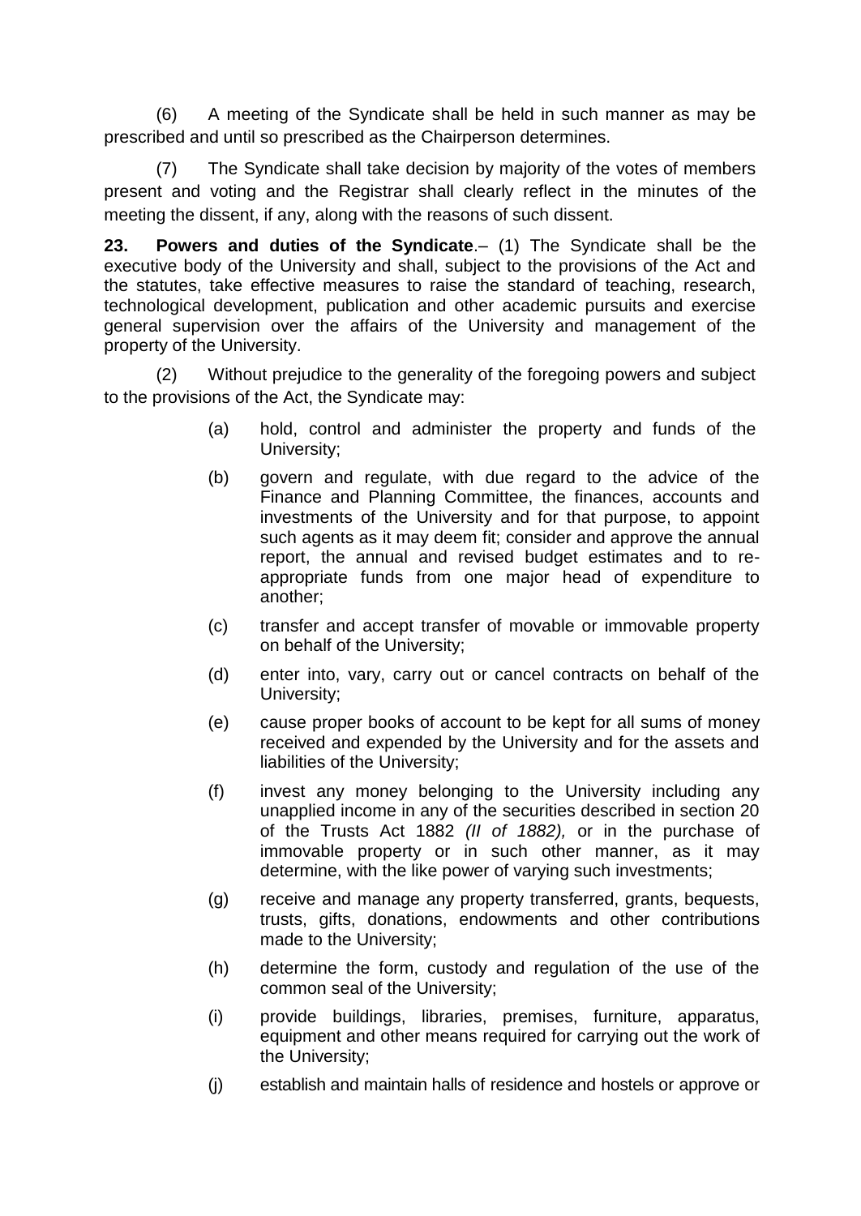(6) A meeting of the Syndicate shall be held in such manner as may be prescribed and until so prescribed as the Chairperson determines.

(7) The Syndicate shall take decision by majority of the votes of members present and voting and the Registrar shall clearly reflect in the minutes of the meeting the dissent, if any, along with the reasons of such dissent.

**23. Powers and duties of the Syndicate**.– (1) The Syndicate shall be the executive body of the University and shall, subject to the provisions of the Act and the statutes, take effective measures to raise the standard of teaching, research, technological development, publication and other academic pursuits and exercise general supervision over the affairs of the University and management of the property of the University.

(2) Without prejudice to the generality of the foregoing powers and subject to the provisions of the Act, the Syndicate may:

(a) hold, control and administer the property and funds of the University;

(b) govern and regulate, with due regard to the advice of the Finance and Planning Committee, the finances, accounts and investments of the University and for that purpose, to appoint such agents as it may deem fit; consider and approve the annual report, the annual and revised budget estimates and to re-appropriate funds from one major head of expenditure to another;

(c) transfer and accept transfer of movable or immovable property on behalf of the University;

(d) enter into, vary, carry out or cancel contracts on behalf of the University;

(e) cause proper books of account to be kept for all sums of money received and expended by the University and for the assets and liabilities of the University;

(f) invest any money belonging to the University including any unapplied income in any of the securities described in section 20 of the Trusts Act 1882 *(II of 1882),* or in the purchase of immovable property or in such other manner, as it may determine, with the like power of varying such investments;

(g) receive and manage any property transferred, grants, bequests, trusts, gifts, donations, endowments and other contributions made to the University;

(h) determine the form, custody and regulation of the use of the common seal of the University;

(i) provide buildings, libraries, premises, furniture, apparatus, equipment and other means required for carrying out the work of the University;

(j) establish and maintain halls of residence and hostels or approve or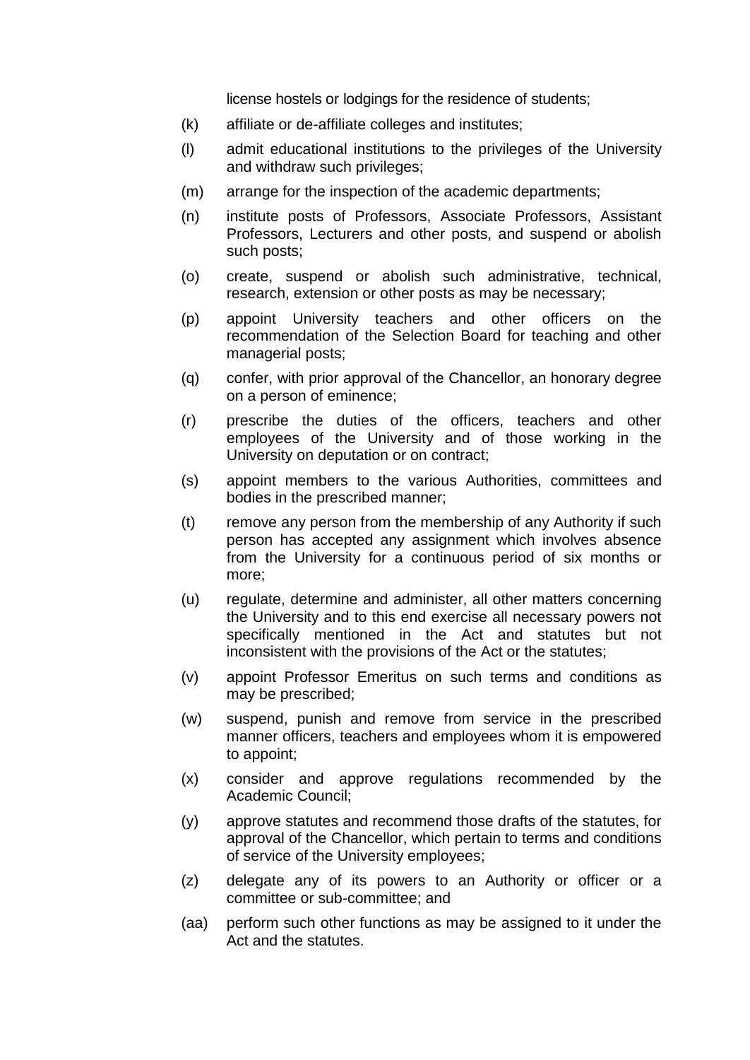license hostels or lodgings for the residence of students;

(k) affiliate or de-affiliate colleges and institutes;

(l) admit educational institutions to the privileges of the University and withdraw such privileges;

(m) arrange for the inspection of the academic departments;

(n) institute posts of Professors, Associate Professors, Assistant Professors, Lecturers and other posts, and suspend or abolish such posts;

(o) create, suspend or abolish such administrative, technical, research, extension or other posts as may be necessary;

(p) appoint University teachers and other officers on the recommendation of the Selection Board for teaching and other managerial posts;

(q) confer, with prior approval of the Chancellor, an honorary degree on a person of eminence;

(r) prescribe the duties of the officers, teachers and other employees of the University and of those working in the University on deputation or on contract;

(s) appoint members to the various Authorities, committees and bodies in the prescribed manner;

(t) remove any person from the membership of any Authority if such person has accepted any assignment which involves absence from the University for a continuous period of six months or more;

(u) regulate, determine and administer, all other matters concerning the University and to this end exercise all necessary powers not specifically mentioned in the Act and statutes but not inconsistent with the provisions of the Act or the statutes;

(v) appoint Professor Emeritus on such terms and conditions as may be prescribed;

(w) suspend, punish and remove from service in the prescribed manner officers, teachers and employees whom it is empowered to appoint;

(x) consider and approve regulations recommended by the Academic Council;

(y) approve statutes and recommend those drafts of the statutes, for approval of the Chancellor, which pertain to terms and conditions of service of the University employees;

(z) delegate any of its powers to an Authority or officer or a committee or sub-committee; and

(aa) perform such other functions as may be assigned to it under the Act and the statutes.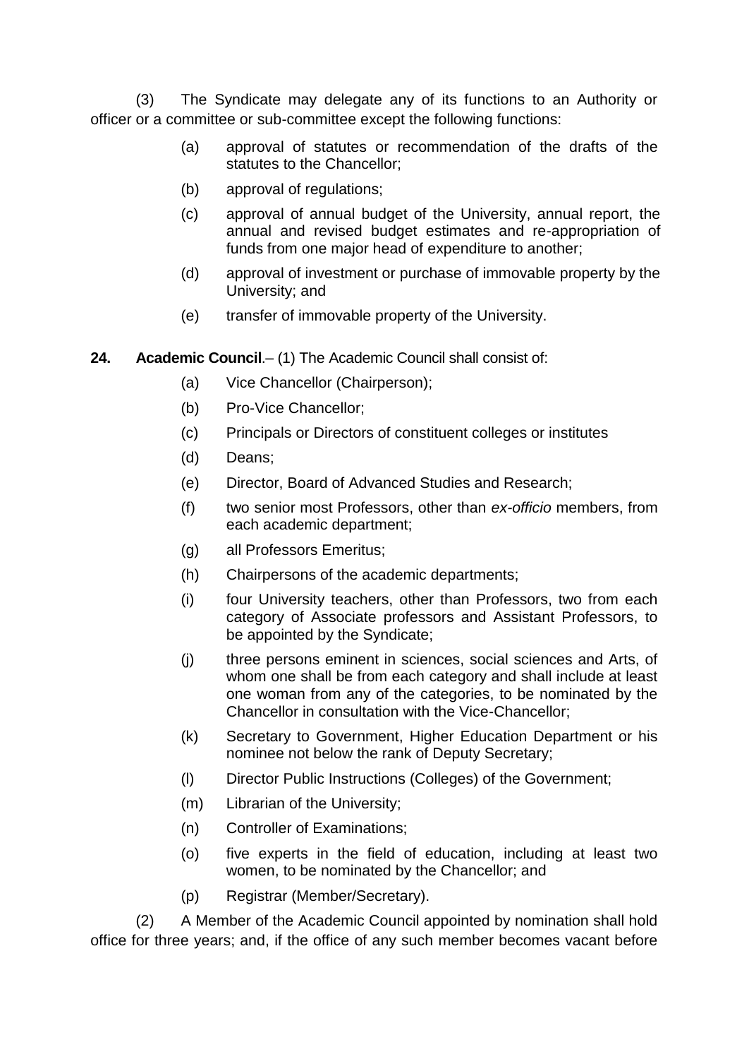(3) The Syndicate may delegate any of its functions to an Authority or officer or a committee or sub-committee except the following functions:

(a) approval of statutes or recommendation of the drafts of the statutes to the Chancellor;

(b) approval of regulations;

(c) approval of annual budget of the University, annual report, the annual and revised budget estimates and re-appropriation of funds from one major head of expenditure to another;

(d) approval of investment or purchase of immovable property by the University; and

(e) transfer of immovable property of the University.

**24. Academic Council**.– (1) The Academic Council shall consist of:

(a) Vice Chancellor (Chairperson);

(b) Pro-Vice Chancellor;

(c) Principals or Directors of constituent colleges or institutes

(d) Deans;

(e) Director, Board of Advanced Studies and Research;

(f) two senior most Professors, other than *ex-officio* members, from each academic department;

(g) all Professors Emeritus;

(h) Chairpersons of the academic departments;

(i) four University teachers, other than Professors, two from each category of Associate professors and Assistant Professors, to be appointed by the Syndicate;

(j) three persons eminent in sciences, social sciences and Arts, of whom one shall be from each category and shall include at least one woman from any of the categories, to be nominated by the Chancellor in consultation with the Vice-Chancellor;

(k) Secretary to Government, Higher Education Department or his nominee not below the rank of Deputy Secretary;

(l) Director Public Instructions (Colleges) of the Government;

(m) Librarian of the University;

(n) Controller of Examinations;

(o) five experts in the field of education, including at least two women, to be nominated by the Chancellor; and

(p) Registrar (Member/Secretary).

(2) A Member of the Academic Council appointed by nomination shall hold office for three years; and, if the office of any such member becomes vacant before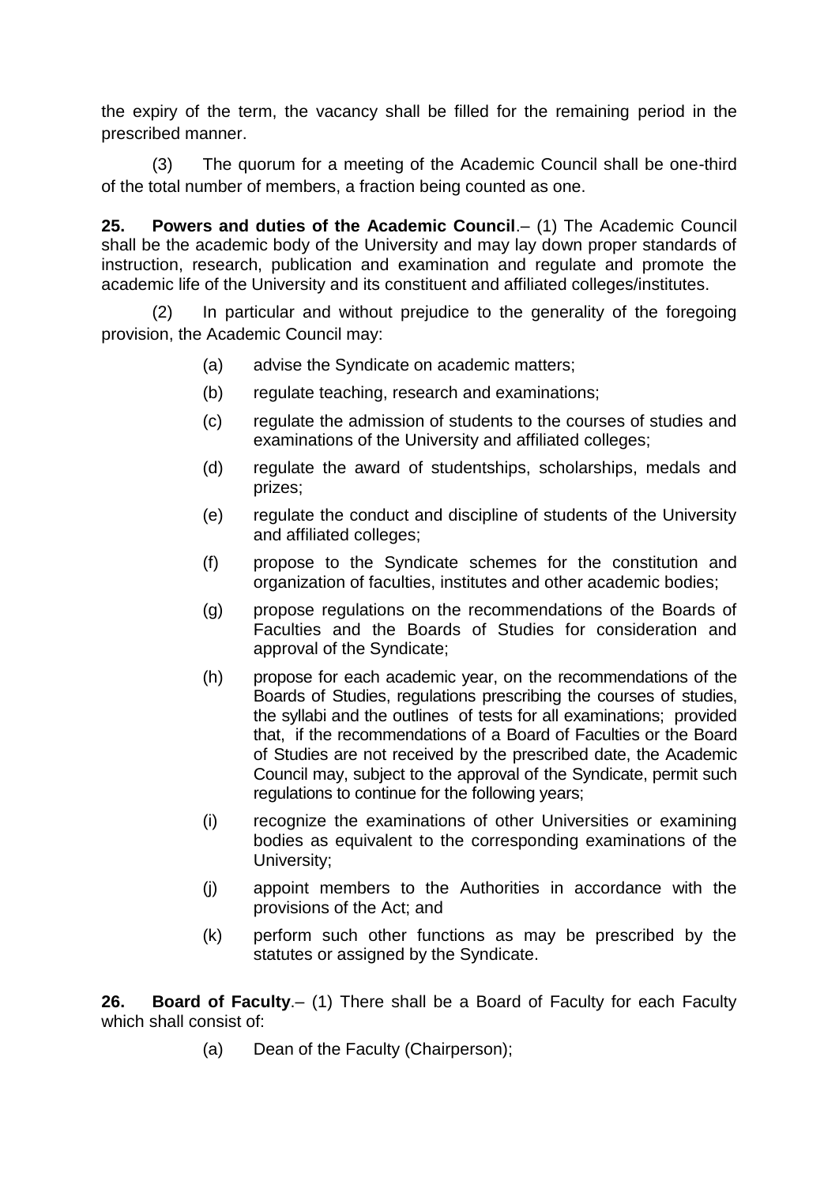the expiry of the term, the vacancy shall be filled for the remaining period in the prescribed manner.

(3) The quorum for a meeting of the Academic Council shall be one-third of the total number of members, a fraction being counted as one.

**25. Powers and duties of the Academic Council**.– (1) The Academic Council shall be the academic body of the University and may lay down proper standards of instruction, research, publication and examination and regulate and promote the academic life of the University and its constituent and affiliated colleges/institutes.

(2) In particular and without prejudice to the generality of the foregoing provision, the Academic Council may:

(a) advise the Syndicate on academic matters;

(b) regulate teaching, research and examinations;

(c) regulate the admission of students to the courses of studies and examinations of the University and affiliated colleges;

(d) regulate the award of studentships, scholarships, medals and prizes;

(e) regulate the conduct and discipline of students of the University and affiliated colleges;

(f) propose to the Syndicate schemes for the constitution and organization of faculties, institutes and other academic bodies;

(g) propose regulations on the recommendations of the Boards of Faculties and the Boards of Studies for consideration and approval of the Syndicate;

(h) propose for each academic year, on the recommendations of the Boards of Studies, regulations prescribing the courses of studies, the syllabi and the outlines of tests for all examinations; provided that, if the recommendations of a Board of Faculties or the Board of Studies are not received by the prescribed date, the Academic Council may, subject to the approval of the Syndicate, permit such regulations to continue for the following years;

(i) recognize the examinations of other Universities or examining bodies as equivalent to the corresponding examinations of the University;

(j) appoint members to the Authorities in accordance with the provisions of the Act; and

(k) perform such other functions as may be prescribed by the statutes or assigned by the Syndicate.

**26. Board of Faculty**.– (1) There shall be a Board of Faculty for each Faculty which shall consist of:

(a) Dean of the Faculty (Chairperson);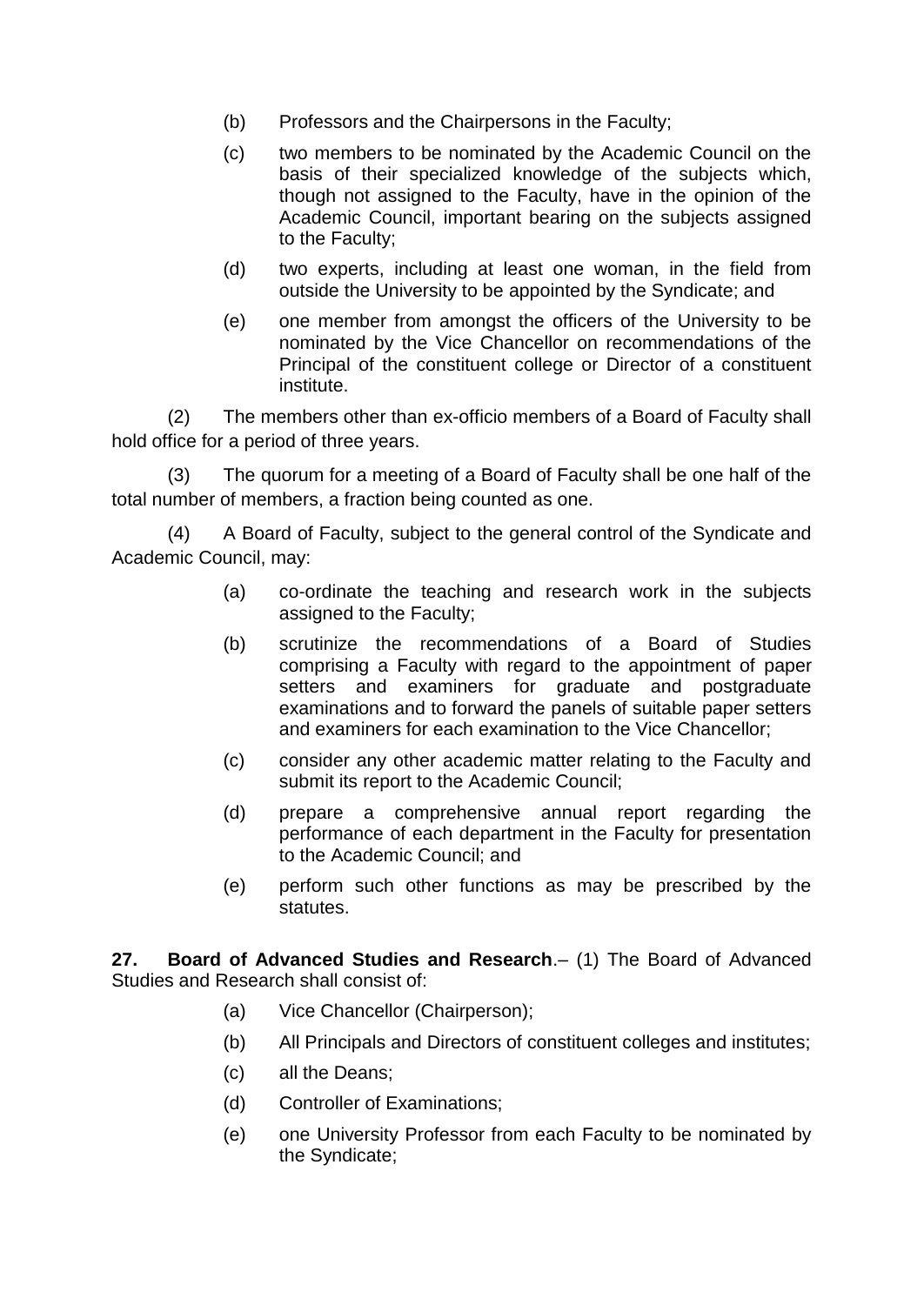(b) Professors and the Chairpersons in the Faculty;

(c) two members to be nominated by the Academic Council on the basis of their specialized knowledge of the subjects which, though not assigned to the Faculty, have in the opinion of the Academic Council, important bearing on the subjects assigned to the Faculty;

(d) two experts, including at least one woman, in the field from outside the University to be appointed by the Syndicate; and

(e) one member from amongst the officers of the University to be nominated by the Vice Chancellor on recommendations of the Principal of the constituent college or Director of a constituent institute.

(2) The members other than ex-officio members of a Board of Faculty shall hold office for a period of three years.

(3) The quorum for a meeting of a Board of Faculty shall be one half of the total number of members, a fraction being counted as one.

(4) A Board of Faculty, subject to the general control of the Syndicate and Academic Council, may:

(a) co-ordinate the teaching and research work in the subjects assigned to the Faculty;

(b) scrutinize the recommendations of a Board of Studies comprising a Faculty with regard to the appointment of paper setters and examiners for graduate and postgraduate examinations and to forward the panels of suitable paper setters and examiners for each examination to the Vice Chancellor;

(c) consider any other academic matter relating to the Faculty and submit its report to the Academic Council;

(d) prepare a comprehensive annual report regarding the performance of each department in the Faculty for presentation to the Academic Council; and

(e) perform such other functions as may be prescribed by the statutes.

**27. Board of Advanced Studies and Research**.– (1) The Board of Advanced Studies and Research shall consist of:

(a) Vice Chancellor (Chairperson);

(b) All Principals and Directors of constituent colleges and institutes;

(c) all the Deans;

(d) Controller of Examinations;

(e) one University Professor from each Faculty to be nominated by the Syndicate;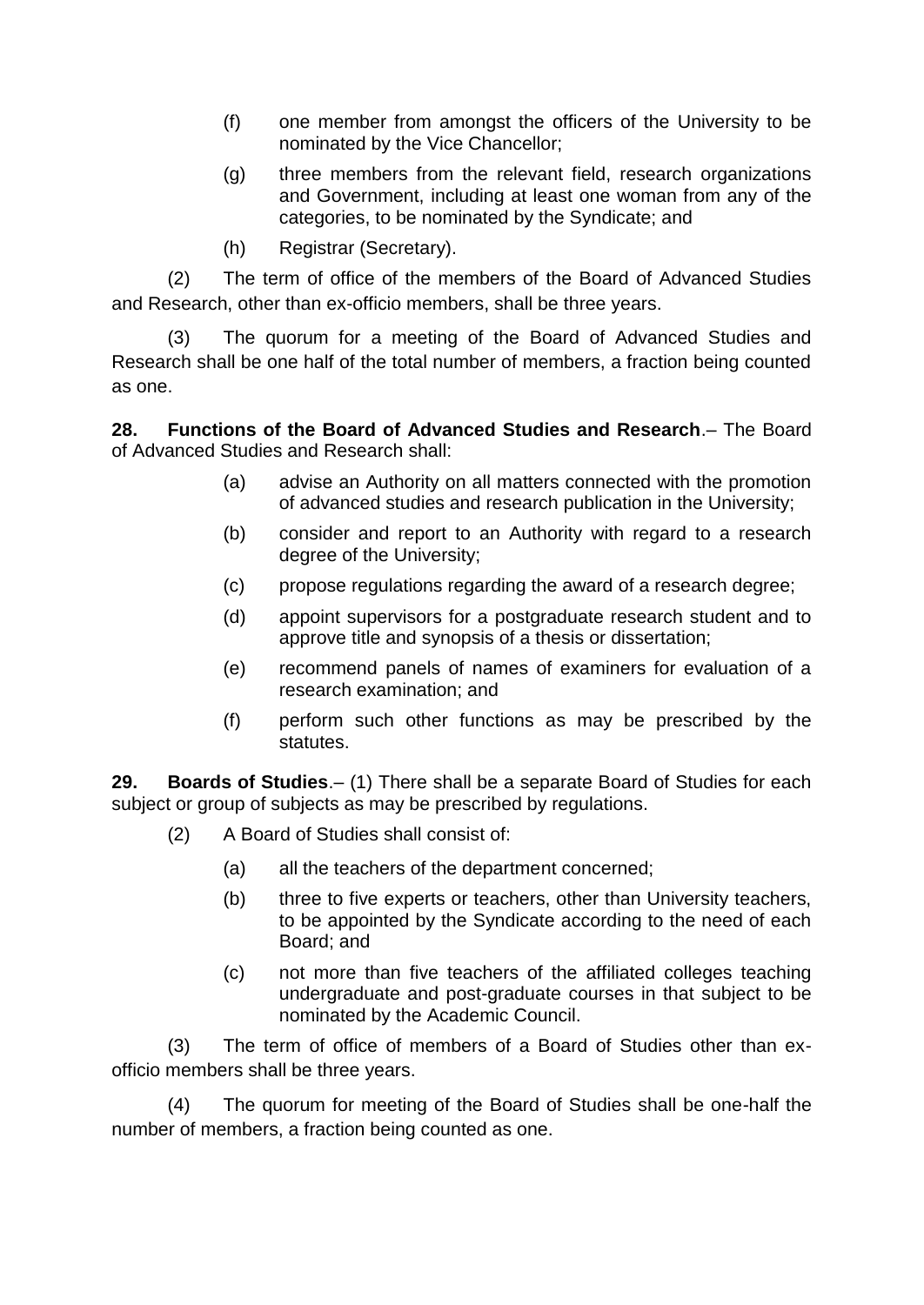(f) one member from amongst the officers of the University to be nominated by the Vice Chancellor;

(g) three members from the relevant field, research organizations and Government, including at least one woman from any of the categories, to be nominated by the Syndicate; and

(h) Registrar (Secretary).

(2) The term of office of the members of the Board of Advanced Studies and Research, other than ex-officio members, shall be three years.

(3) The quorum for a meeting of the Board of Advanced Studies and Research shall be one half of the total number of members, a fraction being counted as one.

**28. Functions of the Board of Advanced Studies and Research**.– The Board of Advanced Studies and Research shall:

(a) advise an Authority on all matters connected with the promotion of advanced studies and research publication in the University;

(b) consider and report to an Authority with regard to a research degree of the University;

(c) propose regulations regarding the award of a research degree;

(d) appoint supervisors for a postgraduate research student and to approve title and synopsis of a thesis or dissertation;

(e) recommend panels of names of examiners for evaluation of a research examination; and

(f) perform such other functions as may be prescribed by the statutes.

**29. Boards of Studies**.– (1) There shall be a separate Board of Studies for each subject or group of subjects as may be prescribed by regulations.

(2) A Board of Studies shall consist of:

(a) all the teachers of the department concerned;

(b) three to five experts or teachers, other than University teachers, to be appointed by the Syndicate according to the need of each Board; and

(c) not more than five teachers of the affiliated colleges teaching undergraduate and post-graduate courses in that subject to be nominated by the Academic Council.

(3) The term of office of members of a Board of Studies other than ex-officio members shall be three years.

(4) The quorum for meeting of the Board of Studies shall be one-half the number of members, a fraction being counted as one.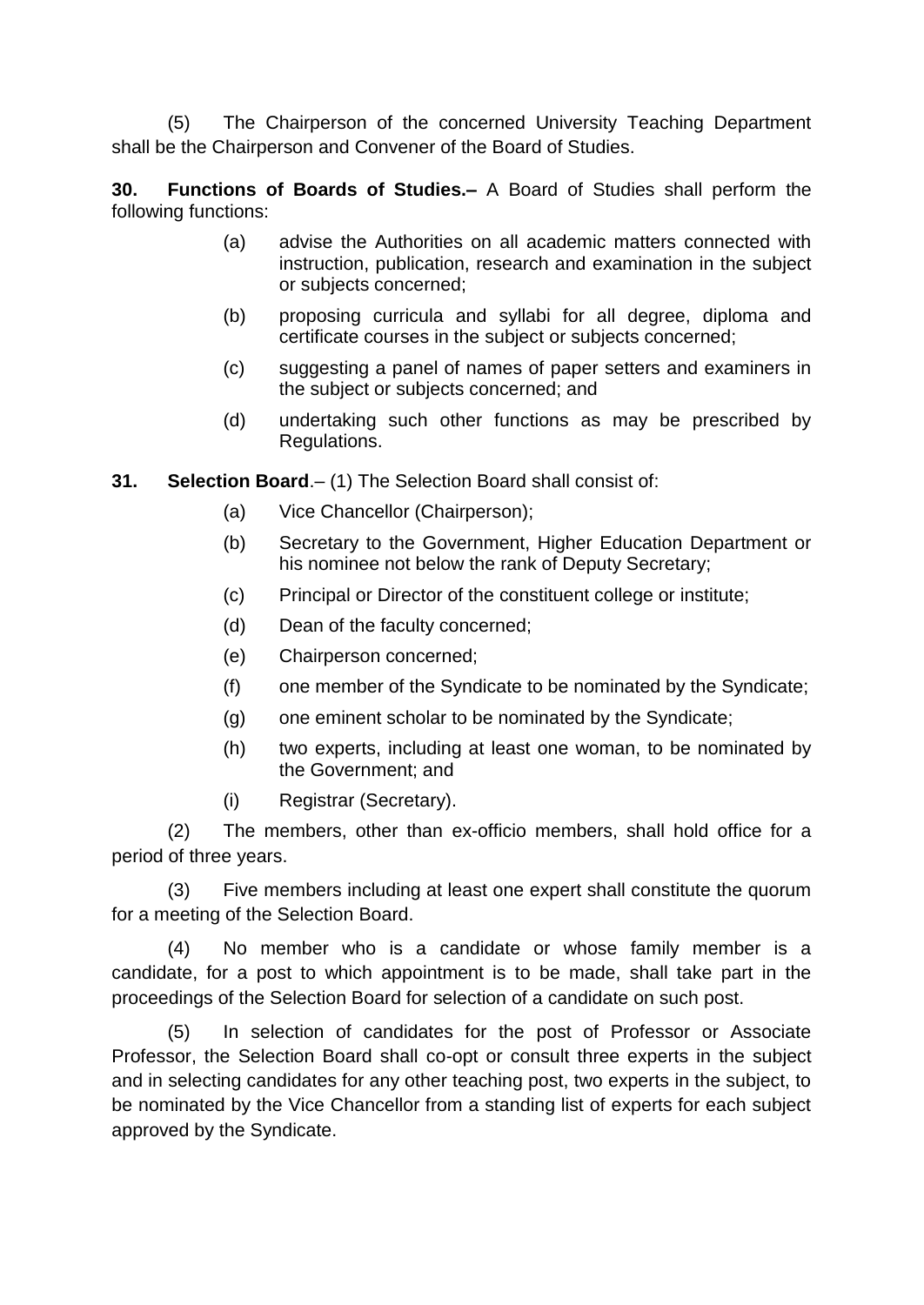(5) The Chairperson of the concerned University Teaching Department shall be the Chairperson and Convener of the Board of Studies.

**30. Functions of Boards of Studies.–** A Board of Studies shall perform the following functions:

- (a) advise the Authorities on all academic matters connected with instruction, publication, research and examination in the subject or subjects concerned;
- (b) proposing curricula and syllabi for all degree, diploma and certificate courses in the subject or subjects concerned;
- (c) suggesting a panel of names of paper setters and examiners in the subject or subjects concerned; and
- (d) undertaking such other functions as may be prescribed by Regulations.

**31. Selection Board**.– (1) The Selection Board shall consist of:

- (a) Vice Chancellor (Chairperson);
- (b) Secretary to the Government, Higher Education Department or his nominee not below the rank of Deputy Secretary;
- (c) Principal or Director of the constituent college or institute;
- (d) Dean of the faculty concerned;
- (e) Chairperson concerned;
- (f) one member of the Syndicate to be nominated by the Syndicate;
- (g) one eminent scholar to be nominated by the Syndicate;
- (h) two experts, including at least one woman, to be nominated by the Government; and
- (i) Registrar (Secretary).

(2) The members, other than ex-officio members, shall hold office for a period of three years.

(3) Five members including at least one expert shall constitute the quorum for a meeting of the Selection Board.

(4) No member who is a candidate or whose family member is a candidate, for a post to which appointment is to be made, shall take part in the proceedings of the Selection Board for selection of a candidate on such post.

(5) In selection of candidates for the post of Professor or Associate Professor, the Selection Board shall co-opt or consult three experts in the subject and in selecting candidates for any other teaching post, two experts in the subject, to be nominated by the Vice Chancellor from a standing list of experts for each subject approved by the Syndicate.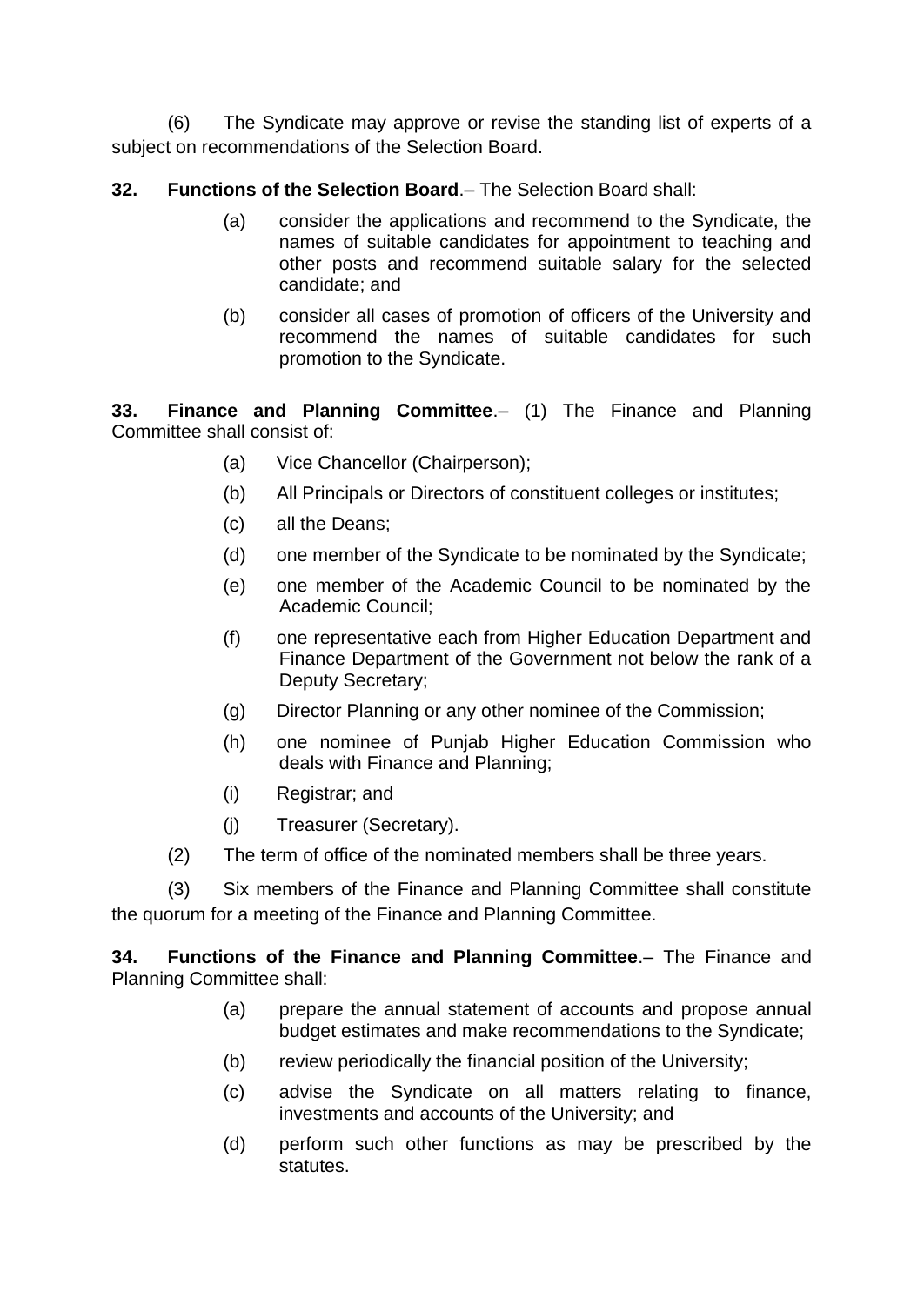(6) The Syndicate may approve or revise the standing list of experts of a subject on recommendations of the Selection Board.

**32. Functions of the Selection Board**.– The Selection Board shall:

(a) consider the applications and recommend to the Syndicate, the names of suitable candidates for appointment to teaching and other posts and recommend suitable salary for the selected candidate; and

(b) consider all cases of promotion of officers of the University and recommend the names of suitable candidates for such promotion to the Syndicate.

**33. Finance and Planning Committee**.– (1) The Finance and Planning Committee shall consist of:

(a) Vice Chancellor (Chairperson);

(b) All Principals or Directors of constituent colleges or institutes;

(c) all the Deans;

(d) one member of the Syndicate to be nominated by the Syndicate;

(e) one member of the Academic Council to be nominated by the Academic Council;

(f) one representative each from Higher Education Department and Finance Department of the Government not below the rank of a Deputy Secretary;

(g) Director Planning or any other nominee of the Commission;

(h) one nominee of Punjab Higher Education Commission who deals with Finance and Planning;

(i) Registrar; and

(j) Treasurer (Secretary).

(2) The term of office of the nominated members shall be three years.

(3) Six members of the Finance and Planning Committee shall constitute the quorum for a meeting of the Finance and Planning Committee.

**34. Functions of the Finance and Planning Committee**.– The Finance and Planning Committee shall:

(a) prepare the annual statement of accounts and propose annual budget estimates and make recommendations to the Syndicate;

(b) review periodically the financial position of the University;

(c) advise the Syndicate on all matters relating to finance, investments and accounts of the University; and

(d) perform such other functions as may be prescribed by the statutes.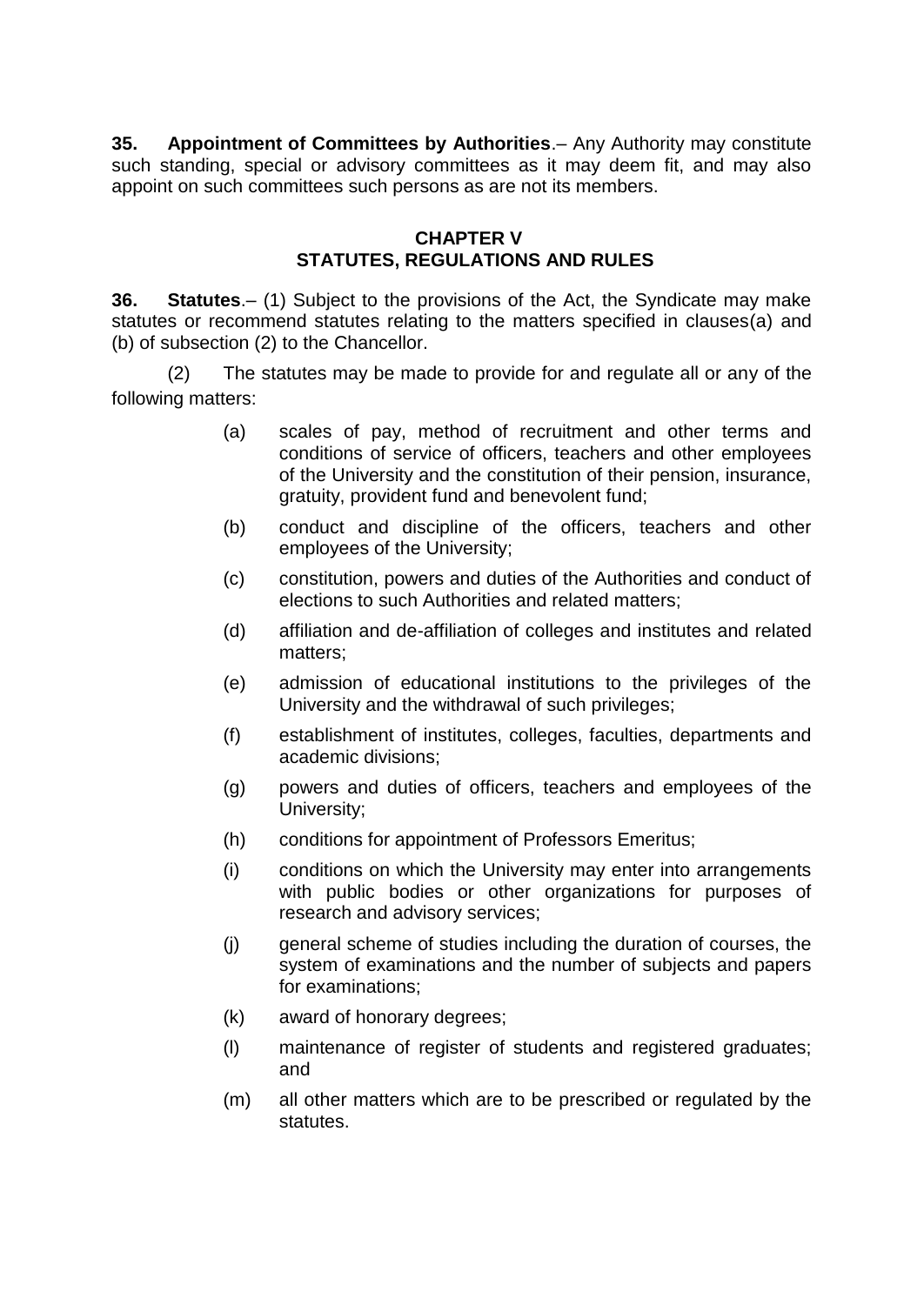**35. Appointment of Committees by Authorities**.– Any Authority may constitute such standing, special or advisory committees as it may deem fit, and may also appoint on such committees such persons as are not its members.

## CHAPTER V
## STATUTES, REGULATIONS AND RULES

**36. Statutes**.– (1) Subject to the provisions of the Act, the Syndicate may make statutes or recommend statutes relating to the matters specified in clauses(a) and (b) of subsection (2) to the Chancellor.

(2) The statutes may be made to provide for and regulate all or any of the following matters:

(a) scales of pay, method of recruitment and other terms and conditions of service of officers, teachers and other employees of the University and the constitution of their pension, insurance, gratuity, provident fund and benevolent fund;

(b) conduct and discipline of the officers, teachers and other employees of the University;

(c) constitution, powers and duties of the Authorities and conduct of elections to such Authorities and related matters;

(d) affiliation and de-affiliation of colleges and institutes and related matters;

(e) admission of educational institutions to the privileges of the University and the withdrawal of such privileges;

(f) establishment of institutes, colleges, faculties, departments and academic divisions;

(g) powers and duties of officers, teachers and employees of the University;

(h) conditions for appointment of Professors Emeritus;

(i) conditions on which the University may enter into arrangements with public bodies or other organizations for purposes of research and advisory services;

(j) general scheme of studies including the duration of courses, the system of examinations and the number of subjects and papers for examinations;

(k) award of honorary degrees;

(l) maintenance of register of students and registered graduates; and

(m) all other matters which are to be prescribed or regulated by the statutes.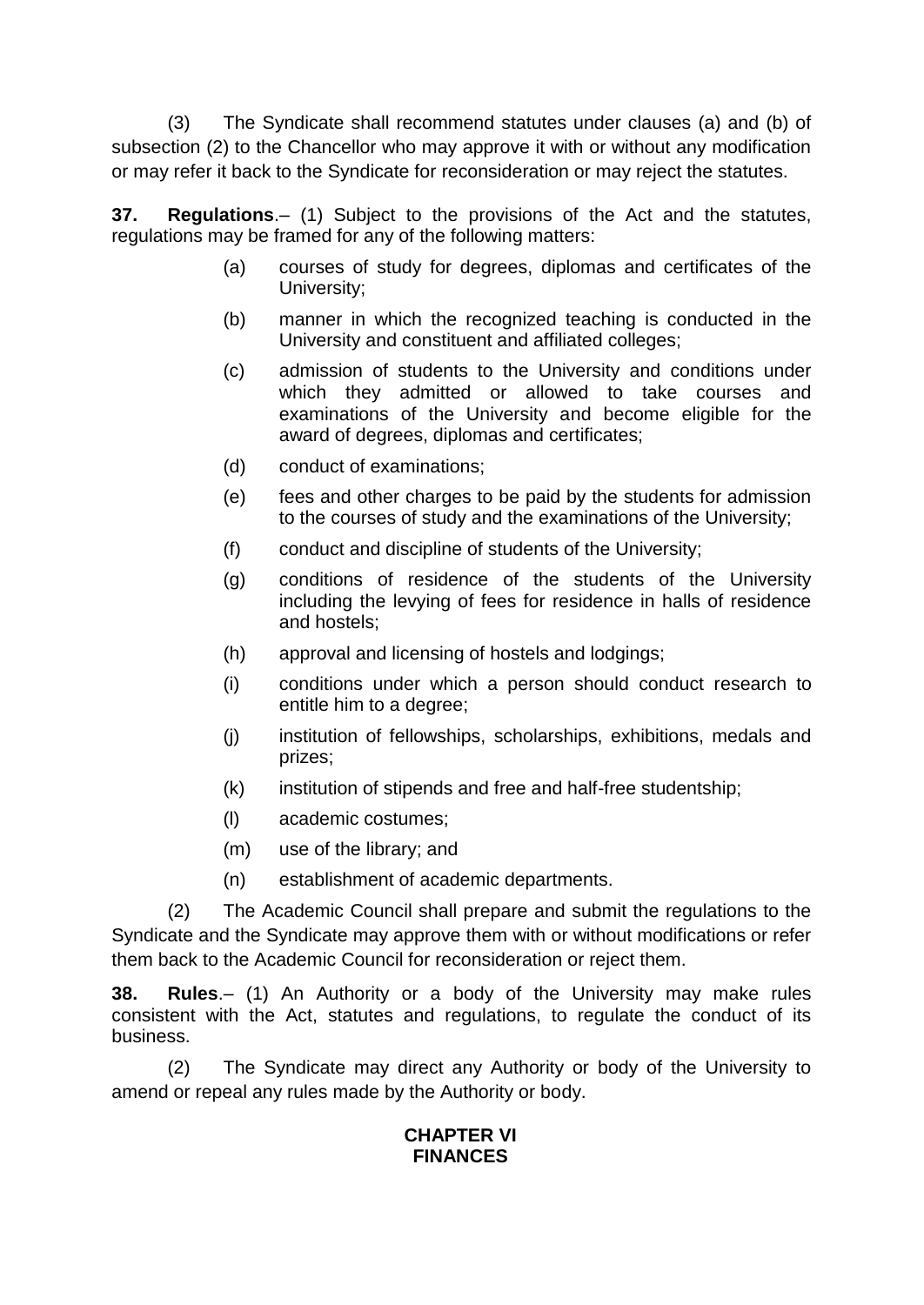(3) The Syndicate shall recommend statutes under clauses (a) and (b) of subsection (2) to the Chancellor who may approve it with or without any modification or may refer it back to the Syndicate for reconsideration or may reject the statutes.

**37. Regulations**.– (1) Subject to the provisions of the Act and the statutes, regulations may be framed for any of the following matters:

(a) courses of study for degrees, diplomas and certificates of the University;

(b) manner in which the recognized teaching is conducted in the University and constituent and affiliated colleges;

(c) admission of students to the University and conditions under which they admitted or allowed to take courses and examinations of the University and become eligible for the award of degrees, diplomas and certificates;

(d) conduct of examinations;

(e) fees and other charges to be paid by the students for admission to the courses of study and the examinations of the University;

(f) conduct and discipline of students of the University;

(g) conditions of residence of the students of the University including the levying of fees for residence in halls of residence and hostels;

(h) approval and licensing of hostels and lodgings;

(i) conditions under which a person should conduct research to entitle him to a degree;

(j) institution of fellowships, scholarships, exhibitions, medals and prizes;

(k) institution of stipends and free and half-free studentship;

(l) academic costumes;

(m) use of the library; and

(n) establishment of academic departments.

(2) The Academic Council shall prepare and submit the regulations to the Syndicate and the Syndicate may approve them with or without modifications or refer them back to the Academic Council for reconsideration or reject them.

**38. Rules**.– (1) An Authority or a body of the University may make rules consistent with the Act, statutes and regulations, to regulate the conduct of its business.

(2) The Syndicate may direct any Authority or body of the University to amend or repeal any rules made by the Authority or body.

## CHAPTER VI
## FINANCES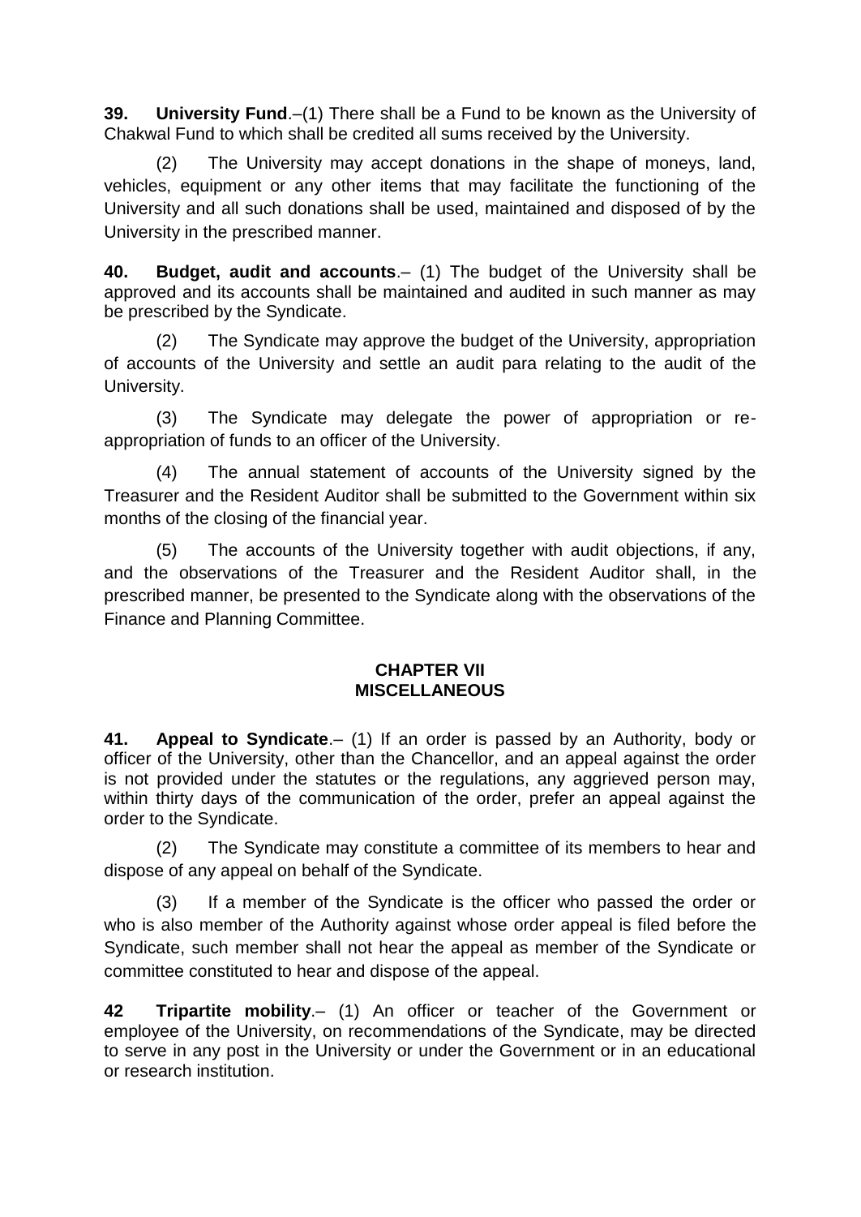**39. University Fund**.–(1) There shall be a Fund to be known as the University of Chakwal Fund to which shall be credited all sums received by the University.

(2) The University may accept donations in the shape of moneys, land, vehicles, equipment or any other items that may facilitate the functioning of the University and all such donations shall be used, maintained and disposed of by the University in the prescribed manner.

**40. Budget, audit and accounts**.– (1) The budget of the University shall be approved and its accounts shall be maintained and audited in such manner as may be prescribed by the Syndicate.

(2) The Syndicate may approve the budget of the University, appropriation of accounts of the University and settle an audit para relating to the audit of the University.

(3) The Syndicate may delegate the power of appropriation or re-appropriation of funds to an officer of the University.

(4) The annual statement of accounts of the University signed by the Treasurer and the Resident Auditor shall be submitted to the Government within six months of the closing of the financial year.

(5) The accounts of the University together with audit objections, if any, and the observations of the Treasurer and the Resident Auditor shall, in the prescribed manner, be presented to the Syndicate along with the observations of the Finance and Planning Committee.

## CHAPTER VII
## MISCELLANEOUS

**41. Appeal to Syndicate**.– (1) If an order is passed by an Authority, body or officer of the University, other than the Chancellor, and an appeal against the order is not provided under the statutes or the regulations, any aggrieved person may, within thirty days of the communication of the order, prefer an appeal against the order to the Syndicate.

(2) The Syndicate may constitute a committee of its members to hear and dispose of any appeal on behalf of the Syndicate.

(3) If a member of the Syndicate is the officer who passed the order or who is also member of the Authority against whose order appeal is filed before the Syndicate, such member shall not hear the appeal as member of the Syndicate or committee constituted to hear and dispose of the appeal.

**42 Tripartite mobility**.– (1) An officer or teacher of the Government or employee of the University, on recommendations of the Syndicate, may be directed to serve in any post in the University or under the Government or in an educational or research institution.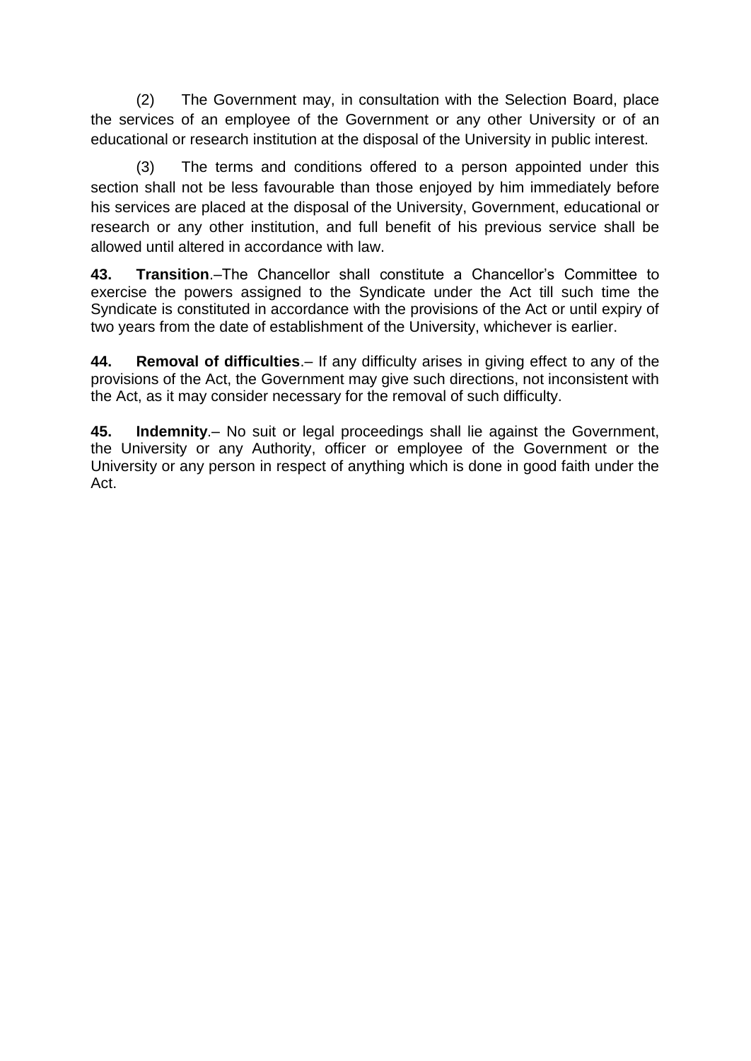(2) The Government may, in consultation with the Selection Board, place the services of an employee of the Government or any other University or of an educational or research institution at the disposal of the University in public interest.

(3) The terms and conditions offered to a person appointed under this section shall not be less favourable than those enjoyed by him immediately before his services are placed at the disposal of the University, Government, educational or research or any other institution, and full benefit of his previous service shall be allowed until altered in accordance with law.

**43. Transition**.–The Chancellor shall constitute a Chancellor's Committee to exercise the powers assigned to the Syndicate under the Act till such time the Syndicate is constituted in accordance with the provisions of the Act or until expiry of two years from the date of establishment of the University, whichever is earlier.

**44. Removal of difficulties**.– If any difficulty arises in giving effect to any of the provisions of the Act, the Government may give such directions, not inconsistent with the Act, as it may consider necessary for the removal of such difficulty.

**45. Indemnity**.– No suit or legal proceedings shall lie against the Government, the University or any Authority, officer or employee of the Government or the University or any person in respect of anything which is done in good faith under the Act.